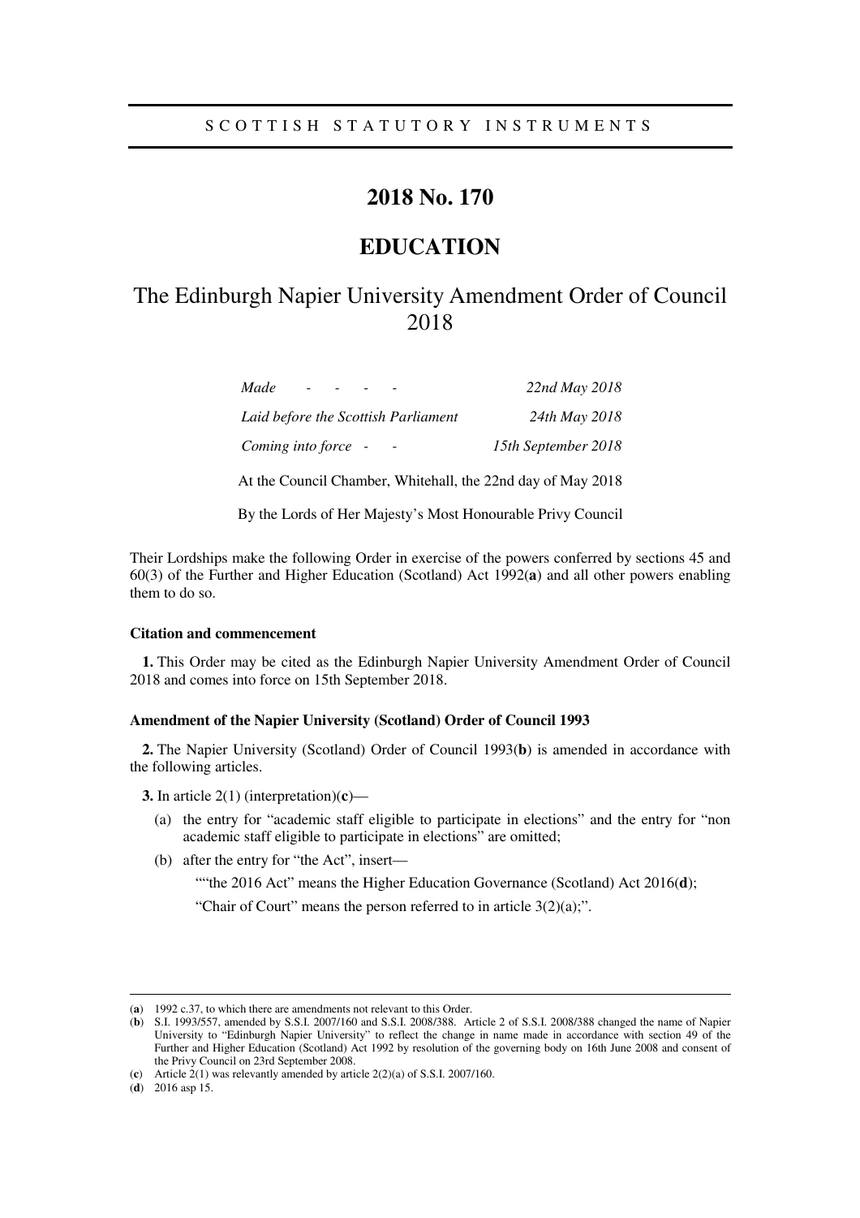SCOTTISH STATUTORY INSTRUMENTS

# 2018 No. 170

# EDUCATION

## The Edinburgh Napier University Amendment Order of Council 2018

| | |
|---|---|
| *Made* - - - - | *22nd May 2018* |
| *Laid before the Scottish Parliament* | *24th May 2018* |
| *Coming into force* - - | *15th September 2018* |

At the Council Chamber, Whitehall, the 22nd day of May 2018

By the Lords of Her Majesty's Most Honourable Privy Council

Their Lordships make the following Order in exercise of the powers conferred by sections 45 and 60(3) of the Further and Higher Education (Scotland) Act 1992(**a**) and all other powers enabling them to do so.

### Citation and commencement

**1.** This Order may be cited as the Edinburgh Napier University Amendment Order of Council 2018 and comes into force on 15th September 2018.

### Amendment of the Napier University (Scotland) Order of Council 1993

**2.** The Napier University (Scotland) Order of Council 1993(**b**) is amended in accordance with the following articles.

**3.** In article 2(1) (interpretation)(**c**)—

(a) the entry for "academic staff eligible to participate in elections" and the entry for "non academic staff eligible to participate in elections" are omitted;

(b) after the entry for "the Act", insert—

""the 2016 Act" means the Higher Education Governance (Scotland) Act 2016(**d**);

"Chair of Court" means the person referred to in article 3(2)(a);".

---

(**a**) 1992 c.37, to which there are amendments not relevant to this Order.

(**b**) S.I. 1993/557, amended by S.S.I. 2007/160 and S.S.I. 2008/388. Article 2 of S.S.I. 2008/388 changed the name of Napier University to "Edinburgh Napier University" to reflect the change in name made in accordance with section 49 of the Further and Higher Education (Scotland) Act 1992 by resolution of the governing body on 16th June 2008 and consent of the Privy Council on 23rd September 2008.

(**c**) Article 2(1) was relevantly amended by article 2(2)(a) of S.S.I. 2007/160.

(**d**) 2016 asp 15.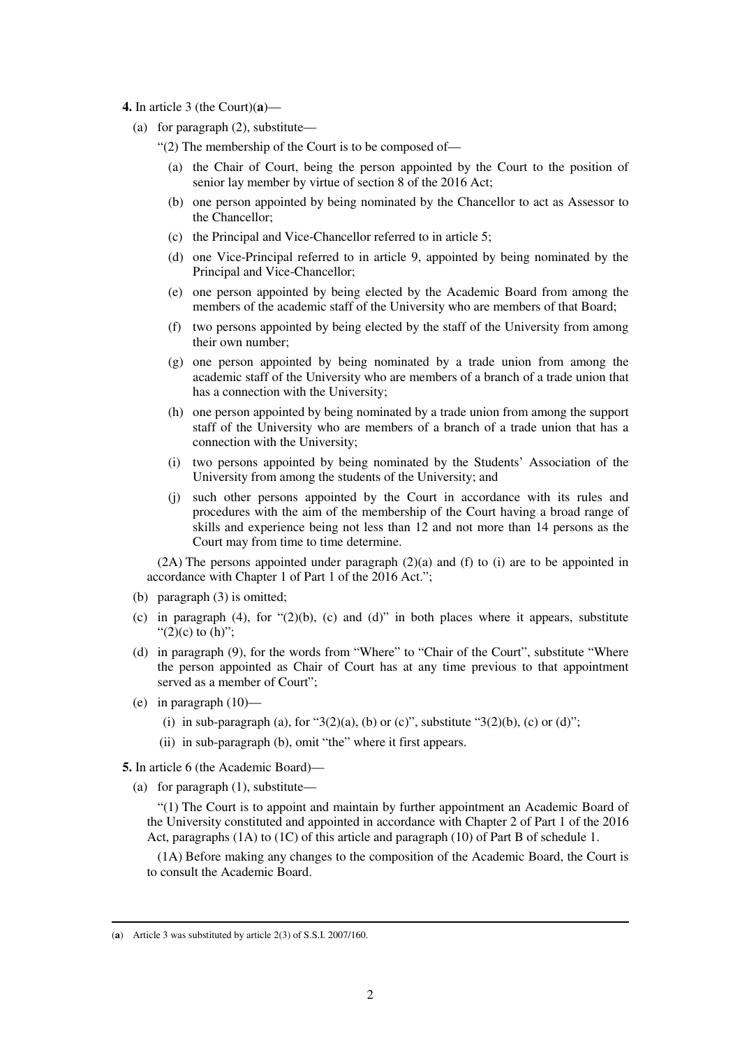**4.** In article 3 (the Court)[(**a**)]—

(a) for paragraph (2), substitute—

"(2) The membership of the Court is to be composed of—

(a) the Chair of Court, being the person appointed by the Court to the position of senior lay member by virtue of section 8 of the 2016 Act;

(b) one person appointed by being nominated by the Chancellor to act as Assessor to the Chancellor;

(c) the Principal and Vice-Chancellor referred to in article 5;

(d) one Vice-Principal referred to in article 9, appointed by being nominated by the Principal and Vice-Chancellor;

(e) one person appointed by being elected by the Academic Board from among the members of the academic staff of the University who are members of that Board;

(f) two persons appointed by being elected by the staff of the University from among their own number;

(g) one person appointed by being nominated by a trade union from among the academic staff of the University who are members of a branch of a trade union that has a connection with the University;

(h) one person appointed by being nominated by a trade union from among the support staff of the University who are members of a branch of a trade union that has a connection with the University;

(i) two persons appointed by being nominated by the Students' Association of the University from among the students of the University; and

(j) such other persons appointed by the Court in accordance with its rules and procedures with the aim of the membership of the Court having a broad range of skills and experience being not less than 12 and not more than 14 persons as the Court may from time to time determine.

(2A) The persons appointed under paragraph (2)(a) and (f) to (i) are to be appointed in accordance with Chapter 1 of Part 1 of the 2016 Act.";

(b) paragraph (3) is omitted;

(c) in paragraph (4), for "(2)(b), (c) and (d)" in both places where it appears, substitute "(2)(c) to (h)";

(d) in paragraph (9), for the words from "Where" to "Chair of the Court", substitute "Where the person appointed as Chair of Court has at any time previous to that appointment served as a member of Court";

(e) in paragraph (10)—

(i) in sub-paragraph (a), for "3(2)(a), (b) or (c)", substitute "3(2)(b), (c) or (d)";

(ii) in sub-paragraph (b), omit "the" where it first appears.

**5.** In article 6 (the Academic Board)—

(a) for paragraph (1), substitute—

"(1) The Court is to appoint and maintain by further appointment an Academic Board of the University constituted and appointed in accordance with Chapter 2 of Part 1 of the 2016 Act, paragraphs (1A) to (1C) of this article and paragraph (10) of Part B of schedule 1.

(1A) Before making any changes to the composition of the Academic Board, the Court is to consult the Academic Board.

---

(**a**) Article 3 was substituted by article 2(3) of S.S.I. 2007/160.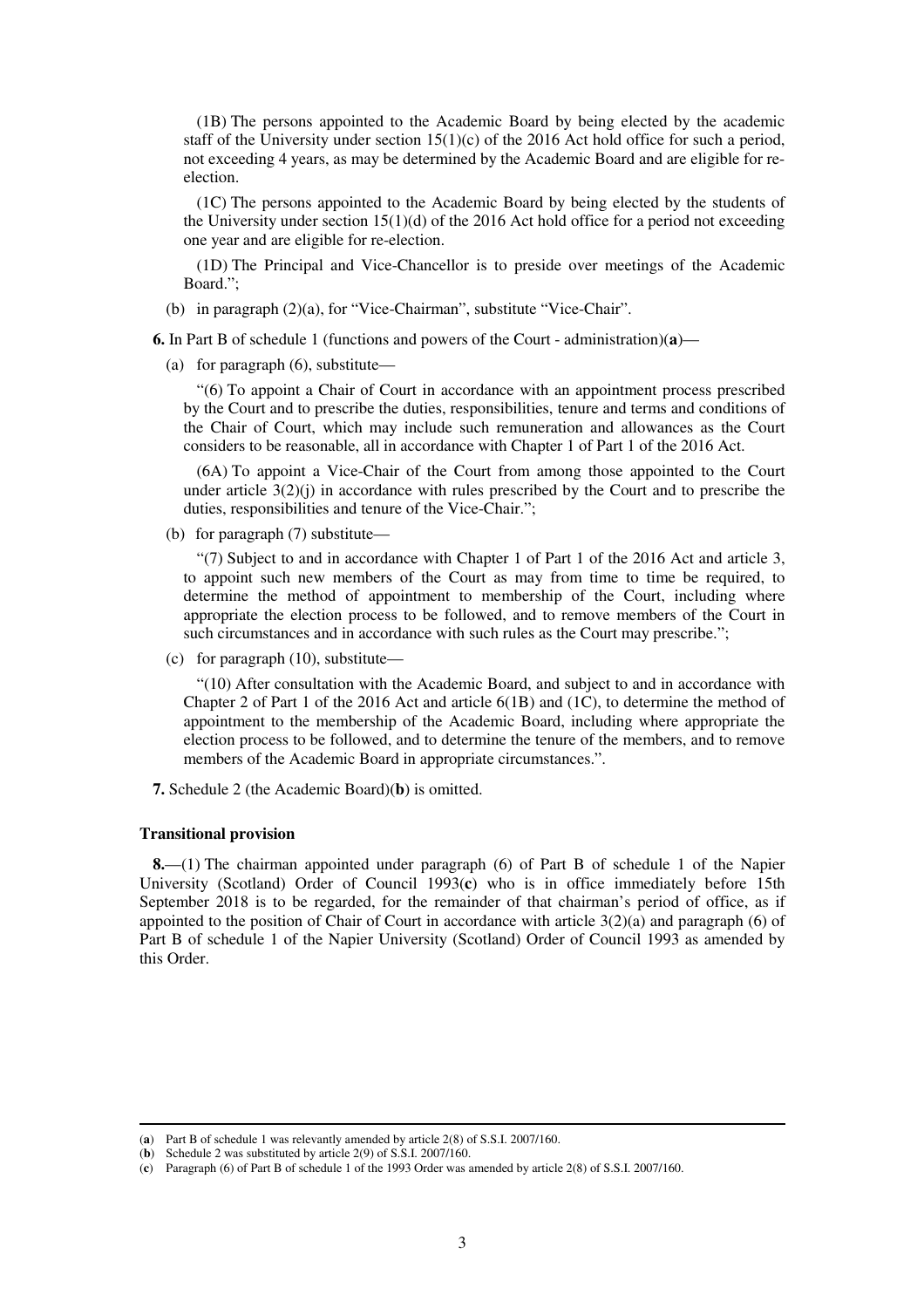(1B) The persons appointed to the Academic Board by being elected by the academic staff of the University under section 15(1)(c) of the 2016 Act hold office for such a period, not exceeding 4 years, as may be determined by the Academic Board and are eligible for re-election.

(1C) The persons appointed to the Academic Board by being elected by the students of the University under section 15(1)(d) of the 2016 Act hold office for a period not exceeding one year and are eligible for re-election.

(1D) The Principal and Vice-Chancellor is to preside over meetings of the Academic Board.";

(b) in paragraph (2)(a), for "Vice-Chairman", substitute "Vice-Chair".

**6.** In Part B of schedule 1 (functions and powers of the Court - administration)(**a**)—

(a) for paragraph (6), substitute—

"(6) To appoint a Chair of Court in accordance with an appointment process prescribed by the Court and to prescribe the duties, responsibilities, tenure and terms and conditions of the Chair of Court, which may include such remuneration and allowances as the Court considers to be reasonable, all in accordance with Chapter 1 of Part 1 of the 2016 Act.

(6A) To appoint a Vice-Chair of the Court from among those appointed to the Court under article 3(2)(j) in accordance with rules prescribed by the Court and to prescribe the duties, responsibilities and tenure of the Vice-Chair.";

(b) for paragraph (7) substitute—

"(7) Subject to and in accordance with Chapter 1 of Part 1 of the 2016 Act and article 3, to appoint such new members of the Court as may from time to time be required, to determine the method of appointment to membership of the Court, including where appropriate the election process to be followed, and to remove members of the Court in such circumstances and in accordance with such rules as the Court may prescribe.";

(c) for paragraph (10), substitute—

"(10) After consultation with the Academic Board, and subject to and in accordance with Chapter 2 of Part 1 of the 2016 Act and article 6(1B) and (1C), to determine the method of appointment to the membership of the Academic Board, including where appropriate the election process to be followed, and to determine the tenure of the members, and to remove members of the Academic Board in appropriate circumstances.".

**7.** Schedule 2 (the Academic Board)(**b**) is omitted.

### Transitional provision

**8.**—(1) The chairman appointed under paragraph (6) of Part B of schedule 1 of the Napier University (Scotland) Order of Council 1993(**c**) who is in office immediately before 15th September 2018 is to be regarded, for the remainder of that chairman's period of office, as if appointed to the position of Chair of Court in accordance with article 3(2)(a) and paragraph (6) of Part B of schedule 1 of the Napier University (Scotland) Order of Council 1993 as amended by this Order.

---

(**a**) Part B of schedule 1 was relevantly amended by article 2(8) of S.S.I. 2007/160.

(**b**) Schedule 2 was substituted by article 2(9) of S.S.I. 2007/160.

(**c**) Paragraph (6) of Part B of schedule 1 of the 1993 Order was amended by article 2(8) of S.S.I. 2007/160.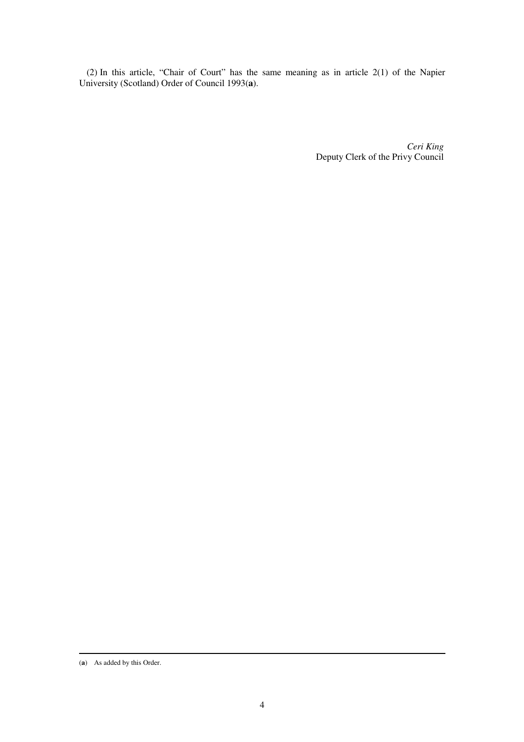(2) In this article, "Chair of Court" has the same meaning as in article 2(1) of the Napier University (Scotland) Order of Council 1993([a]).

*Ceri King*
Deputy Clerk of the Privy Council

---

([a]) As added by this Order.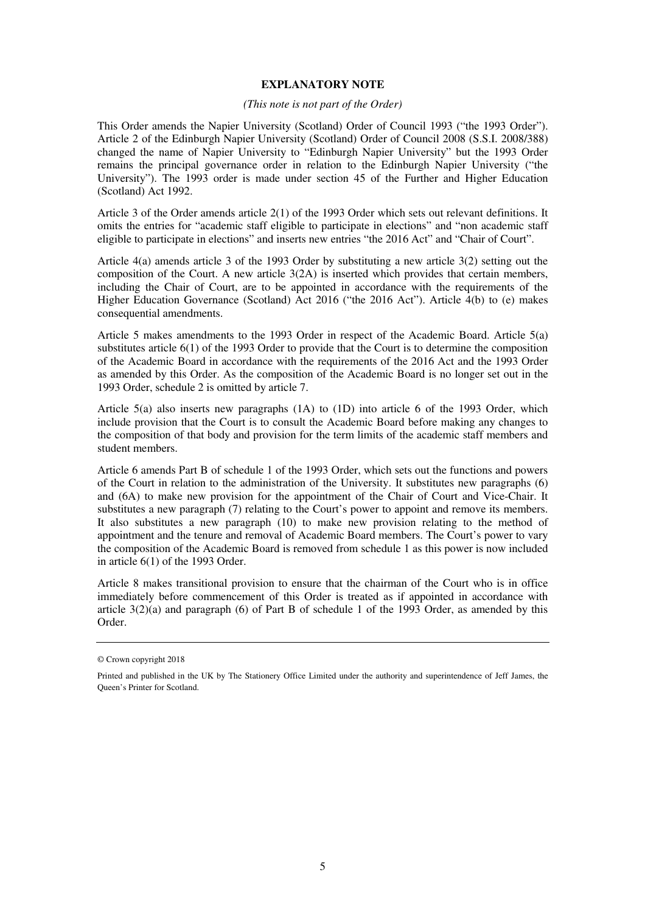## EXPLANATORY NOTE

*(This note is not part of the Order)*

This Order amends the Napier University (Scotland) Order of Council 1993 ("the 1993 Order"). Article 2 of the Edinburgh Napier University (Scotland) Order of Council 2008 (S.S.I. 2008/388) changed the name of Napier University to "Edinburgh Napier University" but the 1993 Order remains the principal governance order in relation to the Edinburgh Napier University ("the University"). The 1993 order is made under section 45 of the Further and Higher Education (Scotland) Act 1992.

Article 3 of the Order amends article 2(1) of the 1993 Order which sets out relevant definitions. It omits the entries for "academic staff eligible to participate in elections" and "non academic staff eligible to participate in elections" and inserts new entries "the 2016 Act" and "Chair of Court".

Article 4(a) amends article 3 of the 1993 Order by substituting a new article 3(2) setting out the composition of the Court. A new article 3(2A) is inserted which provides that certain members, including the Chair of Court, are to be appointed in accordance with the requirements of the Higher Education Governance (Scotland) Act 2016 ("the 2016 Act"). Article 4(b) to (e) makes consequential amendments.

Article 5 makes amendments to the 1993 Order in respect of the Academic Board. Article 5(a) substitutes article 6(1) of the 1993 Order to provide that the Court is to determine the composition of the Academic Board in accordance with the requirements of the 2016 Act and the 1993 Order as amended by this Order. As the composition of the Academic Board is no longer set out in the 1993 Order, schedule 2 is omitted by article 7.

Article 5(a) also inserts new paragraphs (1A) to (1D) into article 6 of the 1993 Order, which include provision that the Court is to consult the Academic Board before making any changes to the composition of that body and provision for the term limits of the academic staff members and student members.

Article 6 amends Part B of schedule 1 of the 1993 Order, which sets out the functions and powers of the Court in relation to the administration of the University. It substitutes new paragraphs (6) and (6A) to make new provision for the appointment of the Chair of Court and Vice-Chair. It substitutes a new paragraph (7) relating to the Court's power to appoint and remove its members. It also substitutes a new paragraph (10) to make new provision relating to the method of appointment and the tenure and removal of Academic Board members. The Court's power to vary the composition of the Academic Board is removed from schedule 1 as this power is now included in article 6(1) of the 1993 Order.

Article 8 makes transitional provision to ensure that the chairman of the Court who is in office immediately before commencement of this Order is treated as if appointed in accordance with article 3(2)(a) and paragraph (6) of Part B of schedule 1 of the 1993 Order, as amended by this Order.

---

© Crown copyright 2018

Printed and published in the UK by The Stationery Office Limited under the authority and superintendence of Jeff James, the Queen's Printer for Scotland.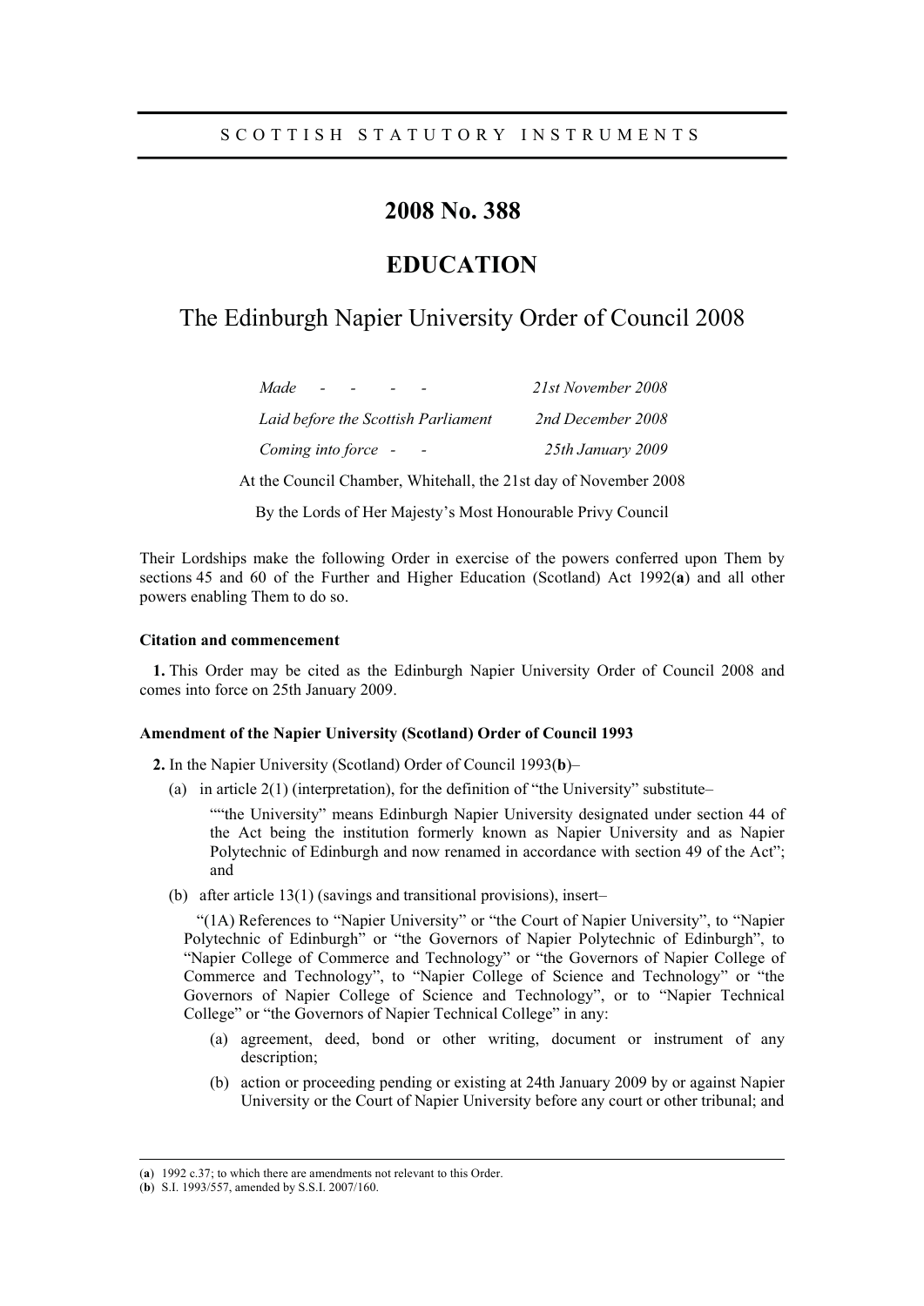SCOTTISH STATUTORY INSTRUMENTS

# 2008 No. 388

# EDUCATION

## The Edinburgh Napier University Order of Council 2008

| | |
|---|---|
| *Made - - - -* | *21st November 2008* |
| *Laid before the Scottish Parliament* | *2nd December 2008* |
| *Coming into force - -* | *25th January 2009* |

At the Council Chamber, Whitehall, the 21st day of November 2008

By the Lords of Her Majesty's Most Honourable Privy Council

Their Lordships make the following Order in exercise of the powers conferred upon Them by sections 45 and 60 of the Further and Higher Education (Scotland) Act 1992(**a**) and all other powers enabling Them to do so.

#### Citation and commencement

**1.** This Order may be cited as the Edinburgh Napier University Order of Council 2008 and comes into force on 25th January 2009.

#### Amendment of the Napier University (Scotland) Order of Council 1993

**2.** In the Napier University (Scotland) Order of Council 1993(**b**)–

(a) in article 2(1) (interpretation), for the definition of "the University" substitute–

""the University" means Edinburgh Napier University designated under section 44 of the Act being the institution formerly known as Napier University and as Napier Polytechnic of Edinburgh and now renamed in accordance with section 49 of the Act"; and

(b) after article 13(1) (savings and transitional provisions), insert–

"(1A) References to "Napier University" or "the Court of Napier University", to "Napier Polytechnic of Edinburgh" or "the Governors of Napier Polytechnic of Edinburgh", to "Napier College of Commerce and Technology" or "the Governors of Napier College of Commerce and Technology", to "Napier College of Science and Technology" or "the Governors of Napier College of Science and Technology", or to "Napier Technical College" or "the Governors of Napier Technical College" in any:

(a) agreement, deed, bond or other writing, document or instrument of any description;

(b) action or proceeding pending or existing at 24th January 2009 by or against Napier University or the Court of Napier University before any court or other tribunal; and

---

(**a**) 1992 c.37; to which there are amendments not relevant to this Order.

(**b**) S.I. 1993/557, amended by S.S.I. 2007/160.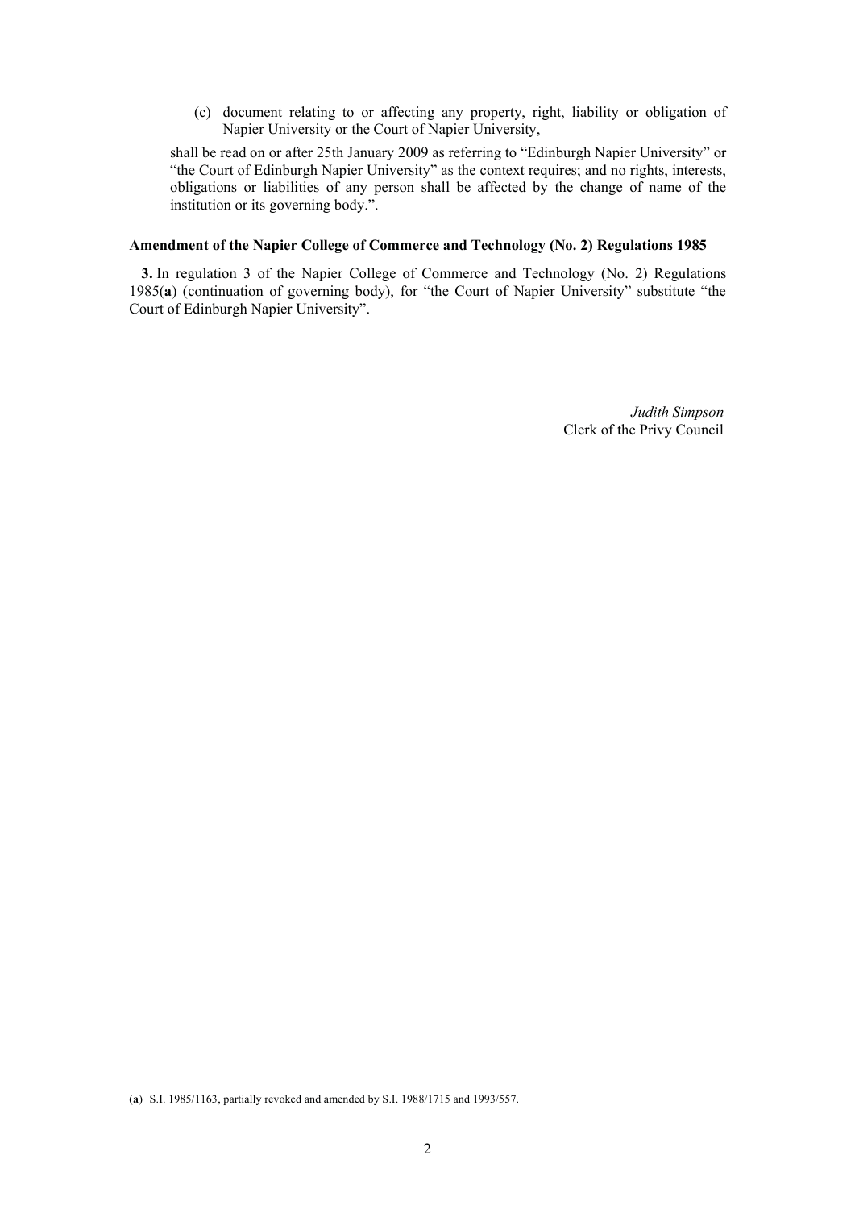(c) document relating to or affecting any property, right, liability or obligation of Napier University or the Court of Napier University,

shall be read on or after 25th January 2009 as referring to "Edinburgh Napier University" or "the Court of Edinburgh Napier University" as the context requires; and no rights, interests, obligations or liabilities of any person shall be affected by the change of name of the institution or its governing body.".

**Amendment of the Napier College of Commerce and Technology (No. 2) Regulations 1985**

**3.** In regulation 3 of the Napier College of Commerce and Technology (No. 2) Regulations 1985(**a**) (continuation of governing body), for "the Court of Napier University" substitute "the Court of Edinburgh Napier University".

*Judith Simpson*
Clerk of the Privy Council

(**a**) S.I. 1985/1163, partially revoked and amended by S.I. 1988/1715 and 1993/557.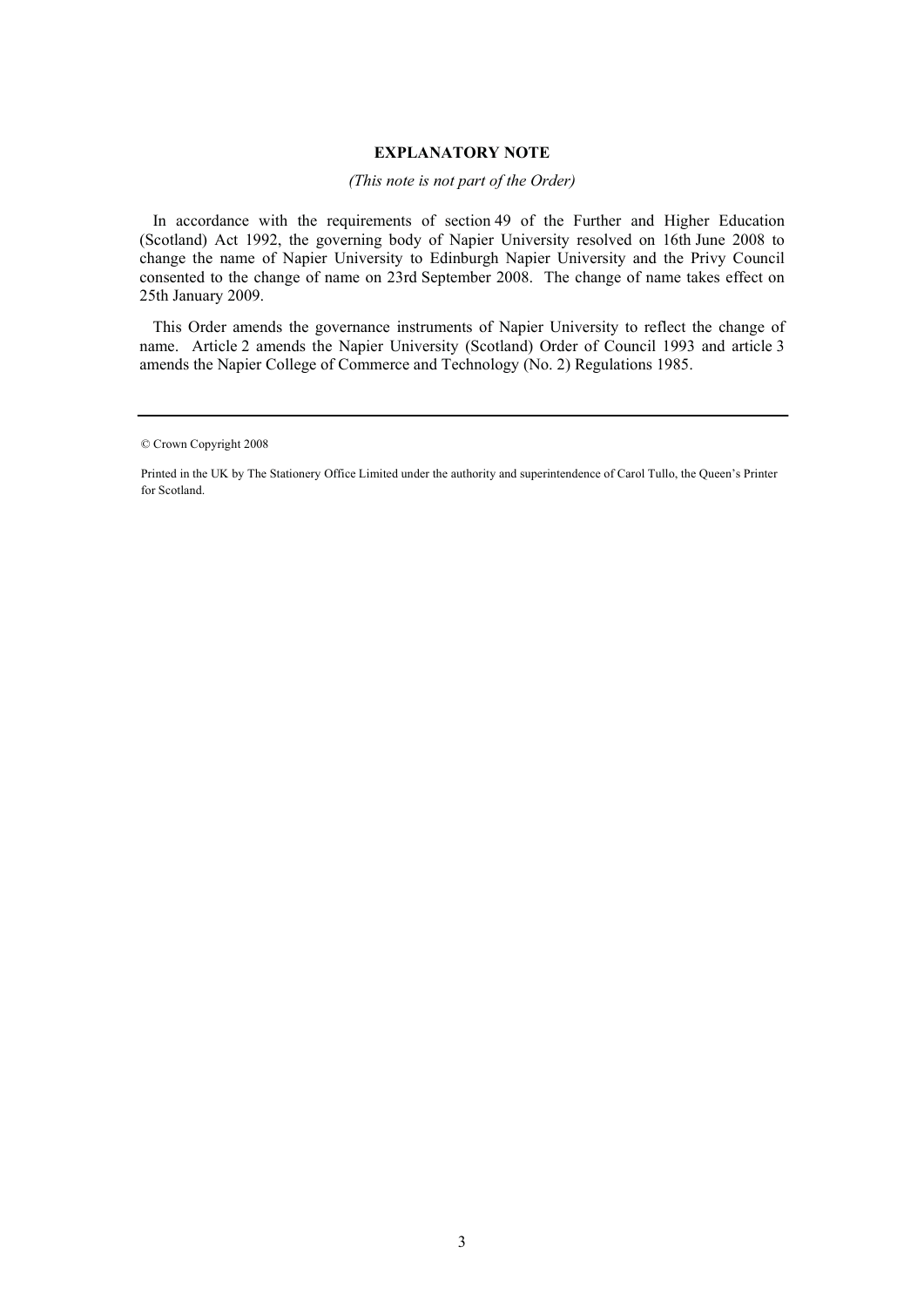**EXPLANATORY NOTE**

*(This note is not part of the Order)*

In accordance with the requirements of section 49 of the Further and Higher Education (Scotland) Act 1992, the governing body of Napier University resolved on 16th June 2008 to change the name of Napier University to Edinburgh Napier University and the Privy Council consented to the change of name on 23rd September 2008. The change of name takes effect on 25th January 2009.

This Order amends the governance instruments of Napier University to reflect the change of name. Article 2 amends the Napier University (Scotland) Order of Council 1993 and article 3 amends the Napier College of Commerce and Technology (No. 2) Regulations 1985.

---

© Crown Copyright 2008

Printed in the UK by The Stationery Office Limited under the authority and superintendence of Carol Tullo, the Queen's Printer for Scotland.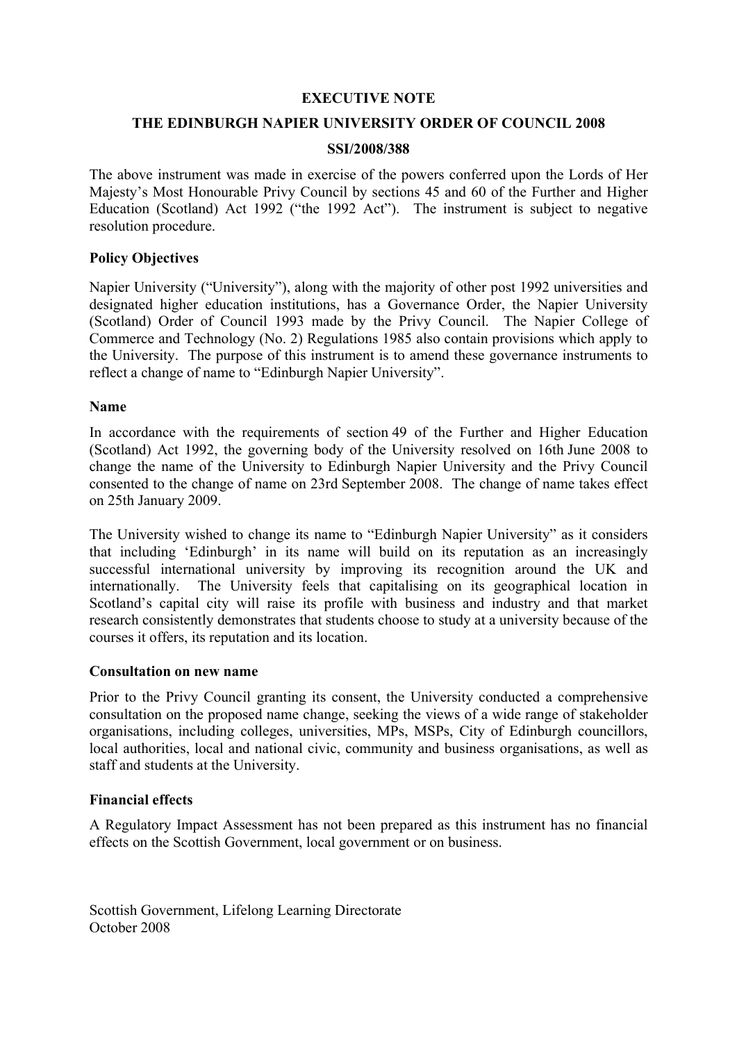**EXECUTIVE NOTE**

**THE EDINBURGH NAPIER UNIVERSITY ORDER OF COUNCIL 2008**

**SSI/2008/388**

The above instrument was made in exercise of the powers conferred upon the Lords of Her Majesty's Most Honourable Privy Council by sections 45 and 60 of the Further and Higher Education (Scotland) Act 1992 ("the 1992 Act"). The instrument is subject to negative resolution procedure.

**Policy Objectives**

Napier University ("University"), along with the majority of other post 1992 universities and designated higher education institutions, has a Governance Order, the Napier University (Scotland) Order of Council 1993 made by the Privy Council. The Napier College of Commerce and Technology (No. 2) Regulations 1985 also contain provisions which apply to the University. The purpose of this instrument is to amend these governance instruments to reflect a change of name to "Edinburgh Napier University".

**Name**

In accordance with the requirements of section 49 of the Further and Higher Education (Scotland) Act 1992, the governing body of the University resolved on 16th June 2008 to change the name of the University to Edinburgh Napier University and the Privy Council consented to the change of name on 23rd September 2008. The change of name takes effect on 25th January 2009.

The University wished to change its name to "Edinburgh Napier University" as it considers that including 'Edinburgh' in its name will build on its reputation as an increasingly successful international university by improving its recognition around the UK and internationally. The University feels that capitalising on its geographical location in Scotland's capital city will raise its profile with business and industry and that market research consistently demonstrates that students choose to study at a university because of the courses it offers, its reputation and its location.

**Consultation on new name**

Prior to the Privy Council granting its consent, the University conducted a comprehensive consultation on the proposed name change, seeking the views of a wide range of stakeholder organisations, including colleges, universities, MPs, MSPs, City of Edinburgh councillors, local authorities, local and national civic, community and business organisations, as well as staff and students at the University.

**Financial effects**

A Regulatory Impact Assessment has not been prepared as this instrument has no financial effects on the Scottish Government, local government or on business.

Scottish Government, Lifelong Learning Directorate
October 2008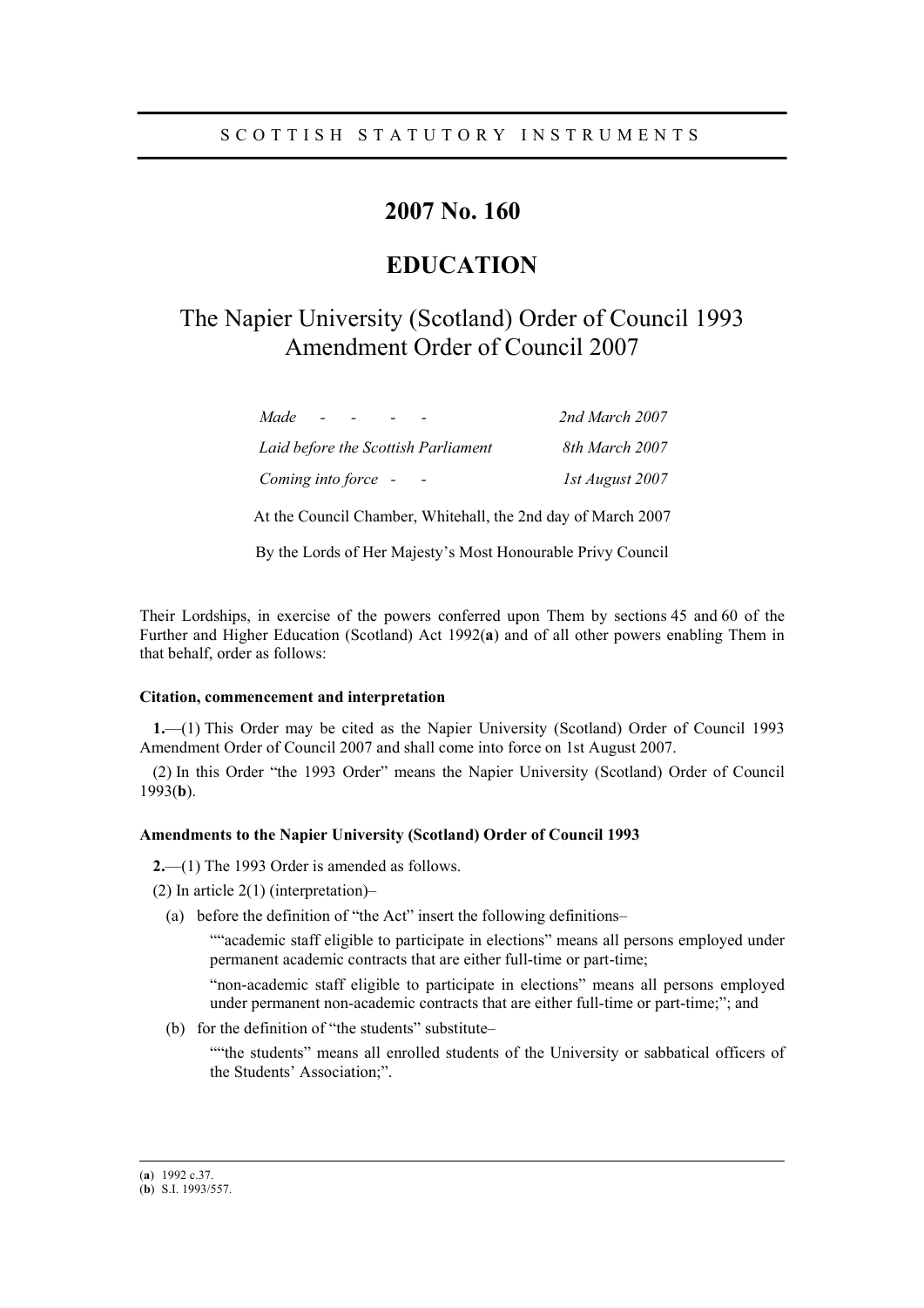SCOTTISH STATUTORY INSTRUMENTS

# 2007 No. 160

# EDUCATION

## The Napier University (Scotland) Order of Council 1993 Amendment Order of Council 2007

| | |
|---|---|
| *Made - - - - -* | *2nd March 2007* |
| *Laid before the Scottish Parliament* | *8th March 2007* |
| *Coming into force - -* | *1st August 2007* |

At the Council Chamber, Whitehall, the 2nd day of March 2007

By the Lords of Her Majesty's Most Honourable Privy Council

Their Lordships, in exercise of the powers conferred upon Them by sections 45 and 60 of the Further and Higher Education (Scotland) Act 1992(**a**) and of all other powers enabling Them in that behalf, order as follows:

### Citation, commencement and interpretation

**1.**—(1) This Order may be cited as the Napier University (Scotland) Order of Council 1993 Amendment Order of Council 2007 and shall come into force on 1st August 2007.

(2) In this Order "the 1993 Order" means the Napier University (Scotland) Order of Council 1993(**b**).

### Amendments to the Napier University (Scotland) Order of Council 1993

**2.**—(1) The 1993 Order is amended as follows.

(2) In article 2(1) (interpretation)–

(a) before the definition of "the Act" insert the following definitions–

""academic staff eligible to participate in elections" means all persons employed under permanent academic contracts that are either full-time or part-time;

"non-academic staff eligible to participate in elections" means all persons employed under permanent non-academic contracts that are either full-time or part-time;"; and

(b) for the definition of "the students" substitute–

""the students" means all enrolled students of the University or sabbatical officers of the Students' Association;".

---

(**a**) 1992 c.37.

(**b**) S.I. 1993/557.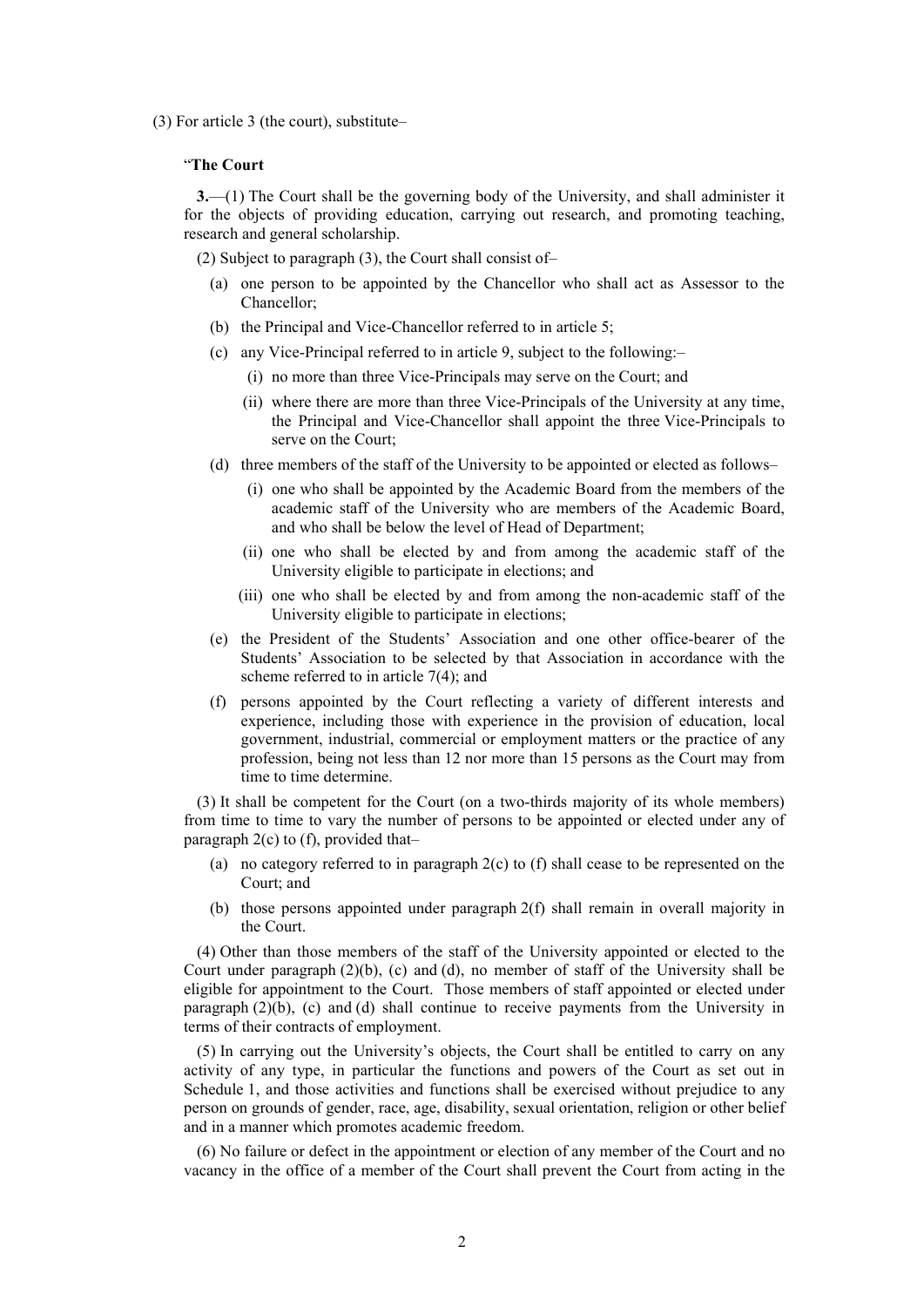(3) For article 3 (the court), substitute–

"**The Court**

**3.**—(1) The Court shall be the governing body of the University, and shall administer it for the objects of providing education, carrying out research, and promoting teaching, research and general scholarship.

(2) Subject to paragraph (3), the Court shall consist of–

(a) one person to be appointed by the Chancellor who shall act as Assessor to the Chancellor;

(b) the Principal and Vice-Chancellor referred to in article 5;

(c) any Vice-Principal referred to in article 9, subject to the following:–

(i) no more than three Vice-Principals may serve on the Court; and

(ii) where there are more than three Vice-Principals of the University at any time, the Principal and Vice-Chancellor shall appoint the three Vice-Principals to serve on the Court;

(d) three members of the staff of the University to be appointed or elected as follows–

(i) one who shall be appointed by the Academic Board from the members of the academic staff of the University who are members of the Academic Board, and who shall be below the level of Head of Department;

(ii) one who shall be elected by and from among the academic staff of the University eligible to participate in elections; and

(iii) one who shall be elected by and from among the non-academic staff of the University eligible to participate in elections;

(e) the President of the Students' Association and one other office-bearer of the Students' Association to be selected by that Association in accordance with the scheme referred to in article 7(4); and

(f) persons appointed by the Court reflecting a variety of different interests and experience, including those with experience in the provision of education, local government, industrial, commercial or employment matters or the practice of any profession, being not less than 12 nor more than 15 persons as the Court may from time to time determine.

(3) It shall be competent for the Court (on a two-thirds majority of its whole members) from time to time to vary the number of persons to be appointed or elected under any of paragraph 2(c) to (f), provided that–

(a) no category referred to in paragraph 2(c) to (f) shall cease to be represented on the Court; and

(b) those persons appointed under paragraph 2(f) shall remain in overall majority in the Court.

(4) Other than those members of the staff of the University appointed or elected to the Court under paragraph (2)(b), (c) and (d), no member of staff of the University shall be eligible for appointment to the Court. Those members of staff appointed or elected under paragraph (2)(b), (c) and (d) shall continue to receive payments from the University in terms of their contracts of employment.

(5) In carrying out the University's objects, the Court shall be entitled to carry on any activity of any type, in particular the functions and powers of the Court as set out in Schedule 1, and those activities and functions shall be exercised without prejudice to any person on grounds of gender, race, age, disability, sexual orientation, religion or other belief and in a manner which promotes academic freedom.

(6) No failure or defect in the appointment or election of any member of the Court and no vacancy in the office of a member of the Court shall prevent the Court from acting in the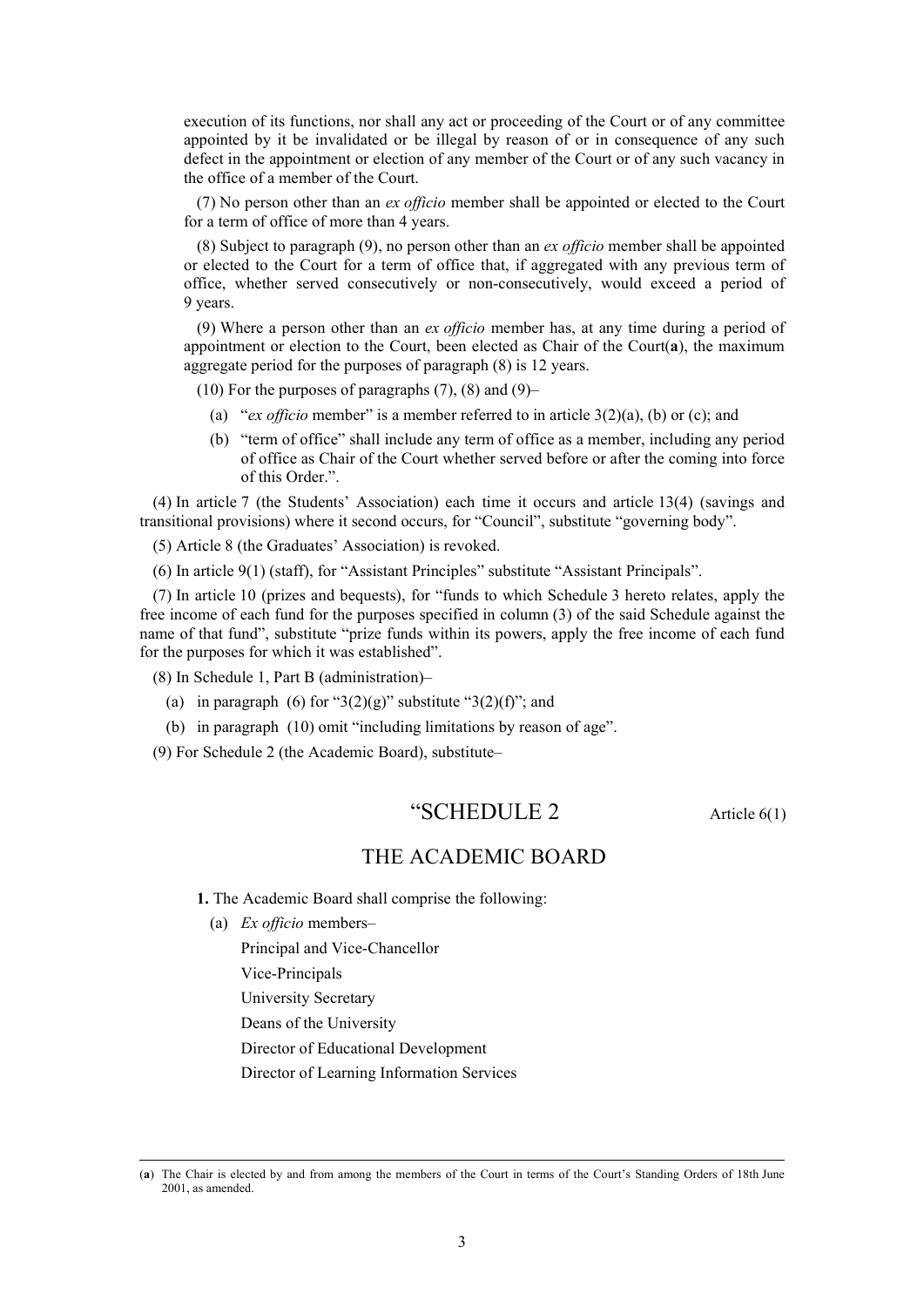execution of its functions, nor shall any act or proceeding of the Court or of any committee appointed by it be invalidated or be illegal by reason of or in consequence of any such defect in the appointment or election of any member of the Court or of any such vacancy in the office of a member of the Court.

(7) No person other than an *ex officio* member shall be appointed or elected to the Court for a term of office of more than 4 years.

(8) Subject to paragraph (9), no person other than an *ex officio* member shall be appointed or elected to the Court for a term of office that, if aggregated with any previous term of office, whether served consecutively or non-consecutively, would exceed a period of 9 years.

(9) Where a person other than an *ex officio* member has, at any time during a period of appointment or election to the Court, been elected as Chair of the Court(**a**), the maximum aggregate period for the purposes of paragraph (8) is 12 years.

(10) For the purposes of paragraphs (7), (8) and (9)–

- (a) "*ex officio* member" is a member referred to in article 3(2)(a), (b) or (c); and
- (b) "term of office" shall include any term of office as a member, including any period of office as Chair of the Court whether served before or after the coming into force of this Order.".

(4) In article 7 (the Students' Association) each time it occurs and article 13(4) (savings and transitional provisions) where it second occurs, for "Council", substitute "governing body".

(5) Article 8 (the Graduates' Association) is revoked.

(6) In article 9(1) (staff), for "Assistant Principles" substitute "Assistant Principals".

(7) In article 10 (prizes and bequests), for "funds to which Schedule 3 hereto relates, apply the free income of each fund for the purposes specified in column (3) of the said Schedule against the name of that fund", substitute "prize funds within its powers, apply the free income of each fund for the purposes for which it was established".

(8) In Schedule 1, Part B (administration)–

- (a) in paragraph (6) for "3(2)(g)" substitute "3(2)(f)"; and
- (b) in paragraph (10) omit "including limitations by reason of age".

(9) For Schedule 2 (the Academic Board), substitute–

## "SCHEDULE 2

Article 6(1)

## THE ACADEMIC BOARD

**1.** The Academic Board shall comprise the following:

(a) *Ex officio* members–

Principal and Vice-Chancellor

Vice-Principals

University Secretary

Deans of the University

Director of Educational Development

Director of Learning Information Services

---

(**a**) The Chair is elected by and from among the members of the Court in terms of the Court's Standing Orders of 18th June 2001, as amended.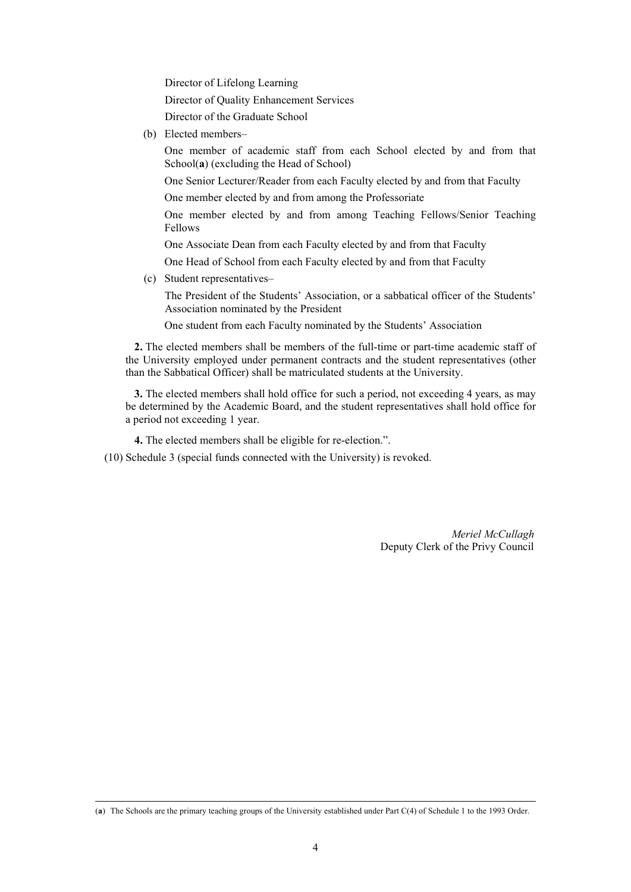Director of Lifelong Learning

Director of Quality Enhancement Services

Director of the Graduate School

(b) Elected members–

One member of academic staff from each School elected by and from that School(**a**) (excluding the Head of School)

One Senior Lecturer/Reader from each Faculty elected by and from that Faculty

One member elected by and from among the Professoriate

One member elected by and from among Teaching Fellows/Senior Teaching Fellows

One Associate Dean from each Faculty elected by and from that Faculty

One Head of School from each Faculty elected by and from that Faculty

(c) Student representatives–

The President of the Students' Association, or a sabbatical officer of the Students' Association nominated by the President

One student from each Faculty nominated by the Students' Association

**2.** The elected members shall be members of the full-time or part-time academic staff of the University employed under permanent contracts and the student representatives (other than the Sabbatical Officer) shall be matriculated students at the University.

**3.** The elected members shall hold office for such a period, not exceeding 4 years, as may be determined by the Academic Board, and the student representatives shall hold office for a period not exceeding 1 year.

**4.** The elected members shall be eligible for re-election.".

(10) Schedule 3 (special funds connected with the University) is revoked.

*Meriel McCullagh*
Deputy Clerk of the Privy Council

(**a**) The Schools are the primary teaching groups of the University established under Part C(4) of Schedule 1 to the 1993 Order.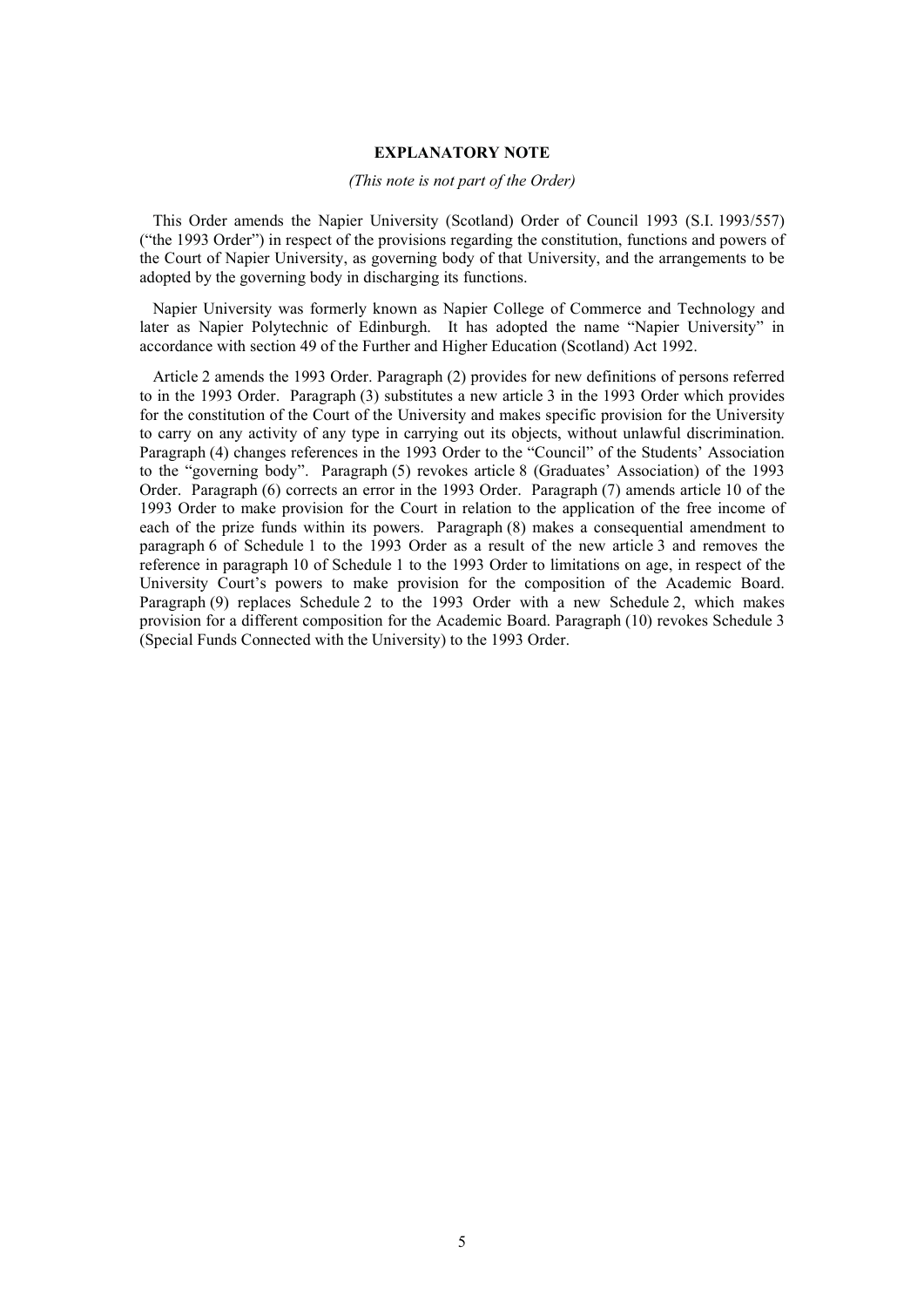## EXPLANATORY NOTE

*(This note is not part of the Order)*

This Order amends the Napier University (Scotland) Order of Council 1993 (S.I. 1993/557) ("the 1993 Order") in respect of the provisions regarding the constitution, functions and powers of the Court of Napier University, as governing body of that University, and the arrangements to be adopted by the governing body in discharging its functions.

Napier University was formerly known as Napier College of Commerce and Technology and later as Napier Polytechnic of Edinburgh. It has adopted the name "Napier University" in accordance with section 49 of the Further and Higher Education (Scotland) Act 1992.

Article 2 amends the 1993 Order. Paragraph (2) provides for new definitions of persons referred to in the 1993 Order. Paragraph (3) substitutes a new article 3 in the 1993 Order which provides for the constitution of the Court of the University and makes specific provision for the University to carry on any activity of any type in carrying out its objects, without unlawful discrimination. Paragraph (4) changes references in the 1993 Order to the "Council" of the Students' Association to the "governing body". Paragraph (5) revokes article 8 (Graduates' Association) of the 1993 Order. Paragraph (6) corrects an error in the 1993 Order. Paragraph (7) amends article 10 of the 1993 Order to make provision for the Court in relation to the application of the free income of each of the prize funds within its powers. Paragraph (8) makes a consequential amendment to paragraph 6 of Schedule 1 to the 1993 Order as a result of the new article 3 and removes the reference in paragraph 10 of Schedule 1 to the 1993 Order to limitations on age, in respect of the University Court's powers to make provision for the composition of the Academic Board. Paragraph (9) replaces Schedule 2 to the 1993 Order with a new Schedule 2, which makes provision for a different composition for the Academic Board. Paragraph (10) revokes Schedule 3 (Special Funds Connected with the University) to the 1993 Order.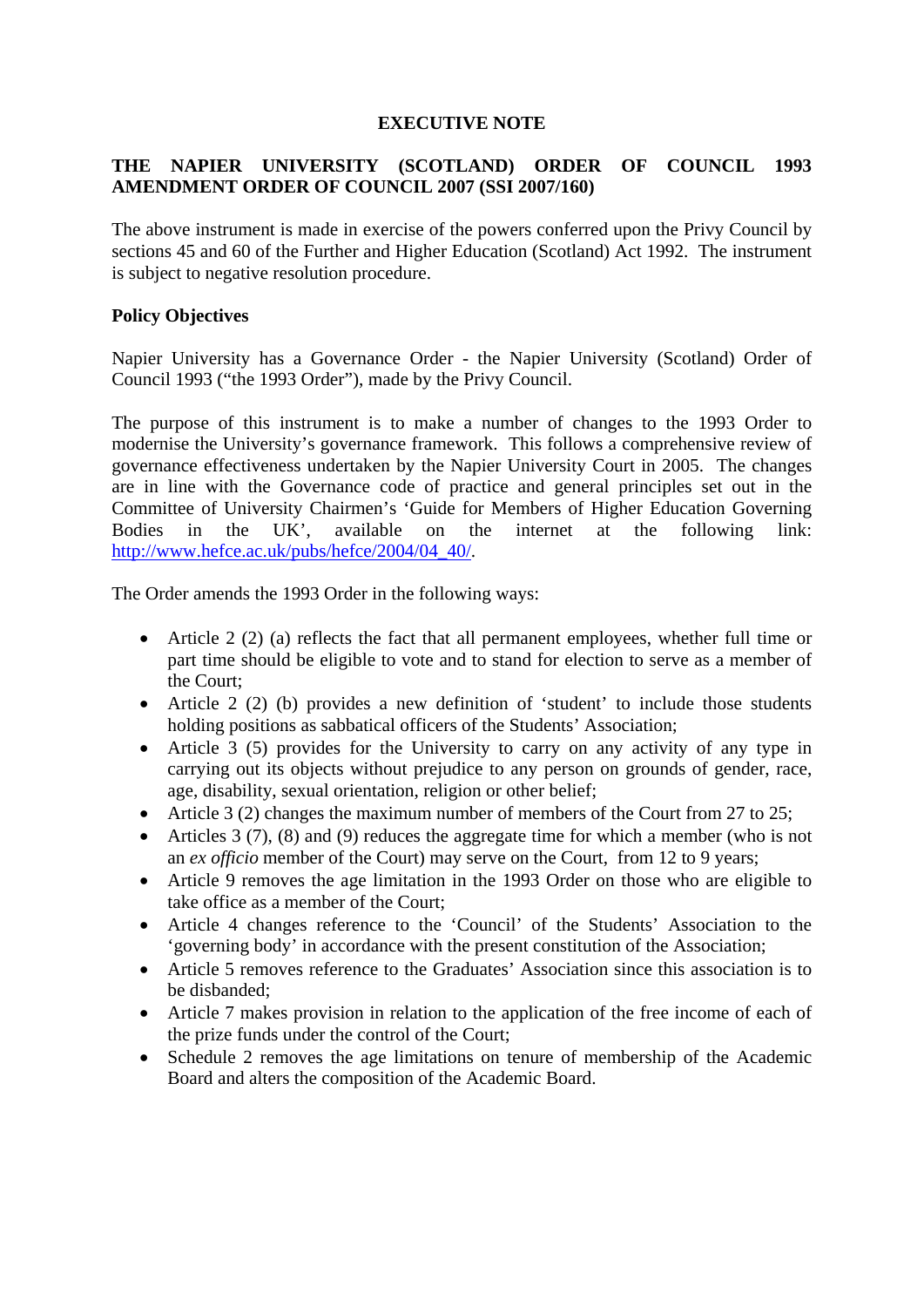**EXECUTIVE NOTE**

**THE NAPIER UNIVERSITY (SCOTLAND) ORDER OF COUNCIL 1993 AMENDMENT ORDER OF COUNCIL 2007 (SSI 2007/160)**

The above instrument is made in exercise of the powers conferred upon the Privy Council by sections 45 and 60 of the Further and Higher Education (Scotland) Act 1992. The instrument is subject to negative resolution procedure.

**Policy Objectives**

Napier University has a Governance Order - the Napier University (Scotland) Order of Council 1993 ("the 1993 Order"), made by the Privy Council.

The purpose of this instrument is to make a number of changes to the 1993 Order to modernise the University's governance framework. This follows a comprehensive review of governance effectiveness undertaken by the Napier University Court in 2005. The changes are in line with the Governance code of practice and general principles set out in the Committee of University Chairmen's 'Guide for Members of Higher Education Governing Bodies in the UK', available on the internet at the following link: http://www.hefce.ac.uk/pubs/hefce/2004/04_40/.

The Order amends the 1993 Order in the following ways:

- Article 2 (2) (a) reflects the fact that all permanent employees, whether full time or part time should be eligible to vote and to stand for election to serve as a member of the Court;
- Article 2 (2) (b) provides a new definition of 'student' to include those students holding positions as sabbatical officers of the Students' Association;
- Article 3 (5) provides for the University to carry on any activity of any type in carrying out its objects without prejudice to any person on grounds of gender, race, age, disability, sexual orientation, religion or other belief;
- Article 3 (2) changes the maximum number of members of the Court from 27 to 25;
- Articles 3 (7), (8) and (9) reduces the aggregate time for which a member (who is not an *ex officio* member of the Court) may serve on the Court, from 12 to 9 years;
- Article 9 removes the age limitation in the 1993 Order on those who are eligible to take office as a member of the Court;
- Article 4 changes reference to the 'Council' of the Students' Association to the 'governing body' in accordance with the present constitution of the Association;
- Article 5 removes reference to the Graduates' Association since this association is to be disbanded;
- Article 7 makes provision in relation to the application of the free income of each of the prize funds under the control of the Court;
- Schedule 2 removes the age limitations on tenure of membership of the Academic Board and alters the composition of the Academic Board.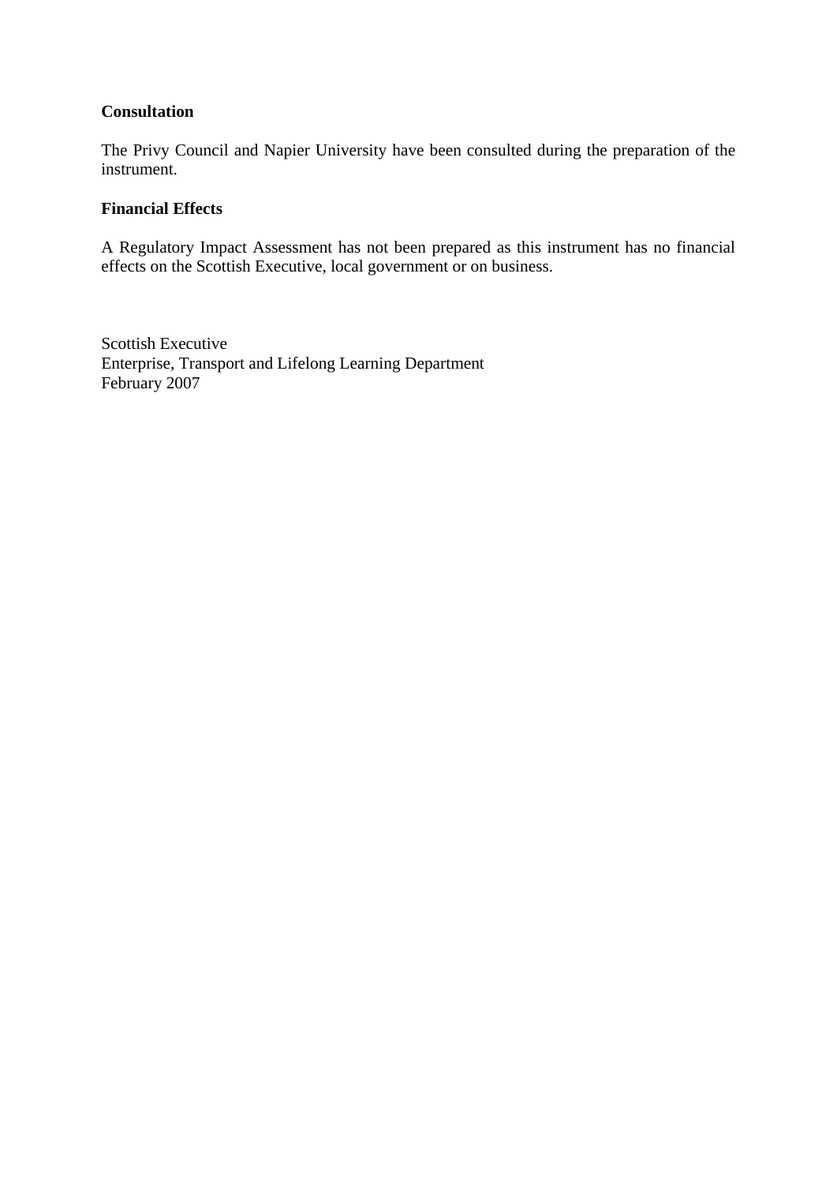**Consultation**

The Privy Council and Napier University have been consulted during the preparation of the instrument.

**Financial Effects**

A Regulatory Impact Assessment has not been prepared as this instrument has no financial effects on the Scottish Executive, local government or on business.

Scottish Executive
Enterprise, Transport and Lifelong Learning Department
February 2007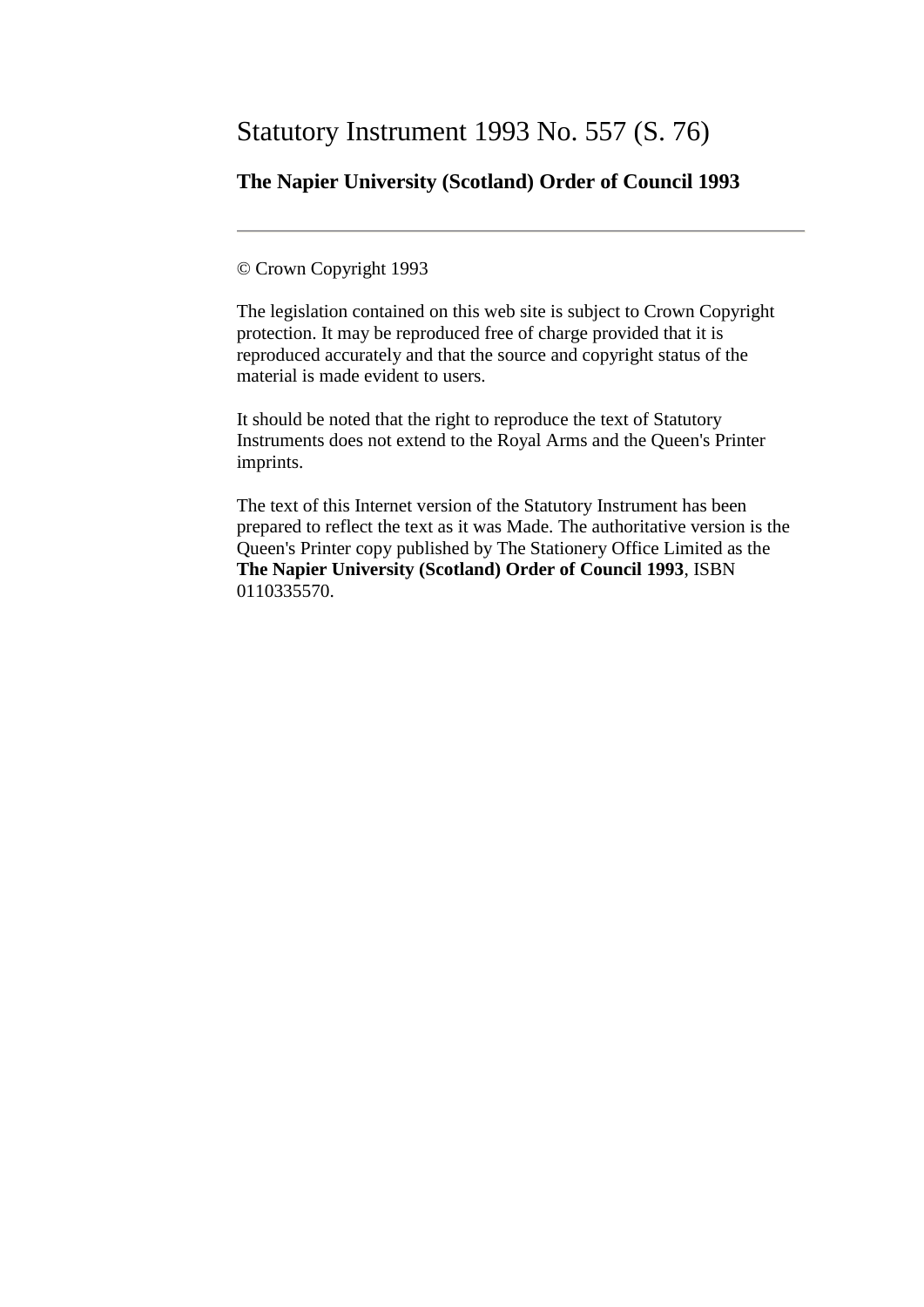# Statutory Instrument 1993 No. 557 (S. 76)

## The Napier University (Scotland) Order of Council 1993

---

© Crown Copyright 1993

The legislation contained on this web site is subject to Crown Copyright protection. It may be reproduced free of charge provided that it is reproduced accurately and that the source and copyright status of the material is made evident to users.

It should be noted that the right to reproduce the text of Statutory Instruments does not extend to the Royal Arms and the Queen's Printer imprints.

The text of this Internet version of the Statutory Instrument has been prepared to reflect the text as it was Made. The authoritative version is the Queen's Printer copy published by The Stationery Office Limited as the **The Napier University (Scotland) Order of Council 1993**, ISBN 0110335570.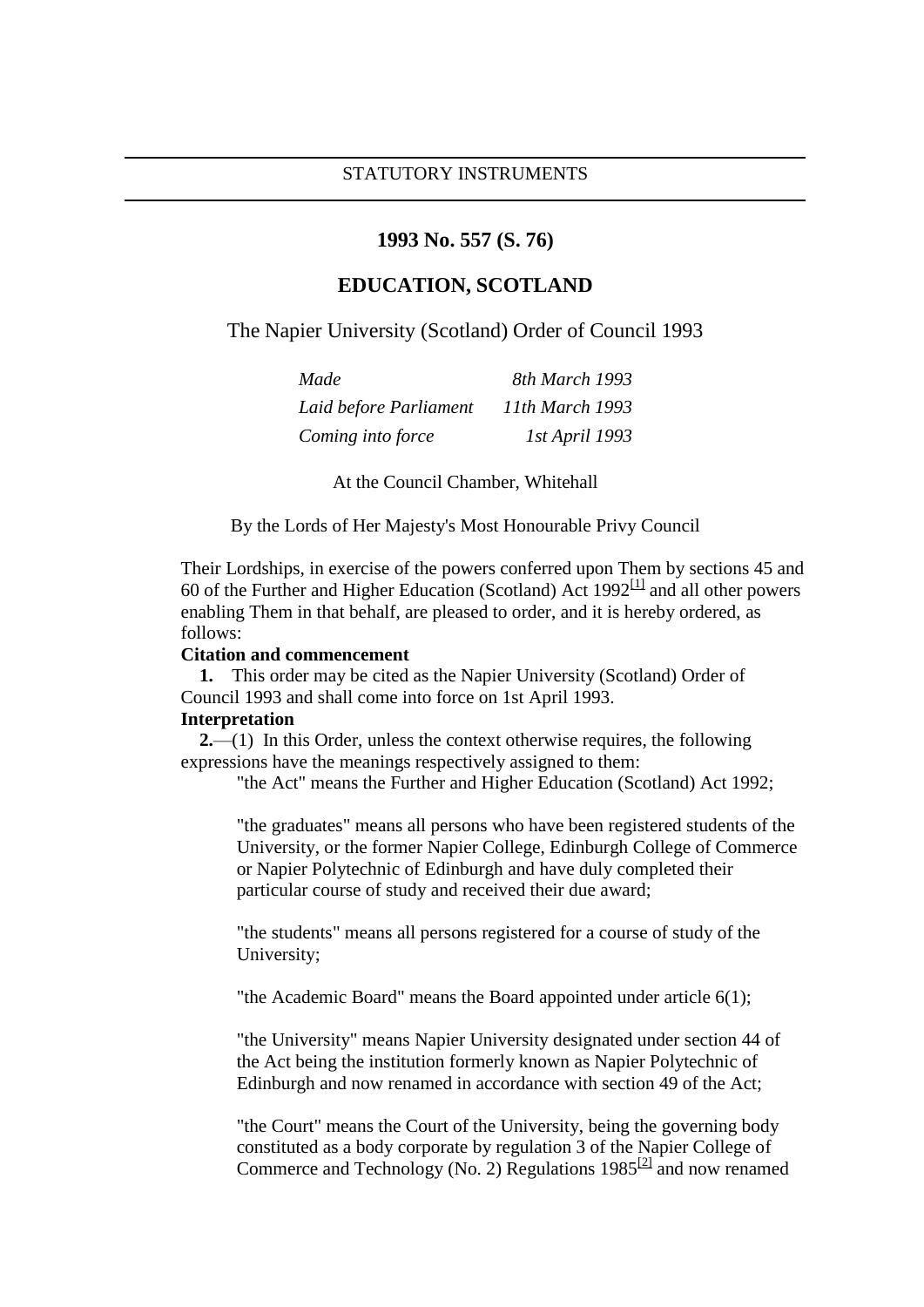STATUTORY INSTRUMENTS

## 1993 No. 557 (S. 76)

## EDUCATION, SCOTLAND

The Napier University (Scotland) Order of Council 1993

| | |
|---|---|
| *Made* | *8th March 1993* |
| *Laid before Parliament* | *11th March 1993* |
| *Coming into force* | *1st April 1993* |

At the Council Chamber, Whitehall

By the Lords of Her Majesty's Most Honourable Privy Council

Their Lordships, in exercise of the powers conferred upon Them by sections 45 and 60 of the Further and Higher Education (Scotland) Act 1992[1] and all other powers enabling Them in that behalf, are pleased to order, and it is hereby ordered, as follows:

**Citation and commencement**

**1.** This order may be cited as the Napier University (Scotland) Order of Council 1993 and shall come into force on 1st April 1993.

**Interpretation**

**2.**—(1) In this Order, unless the context otherwise requires, the following expressions have the meanings respectively assigned to them:

"the Act" means the Further and Higher Education (Scotland) Act 1992;

"the graduates" means all persons who have been registered students of the University, or the former Napier College, Edinburgh College of Commerce or Napier Polytechnic of Edinburgh and have duly completed their particular course of study and received their due award;

"the students" means all persons registered for a course of study of the University;

"the Academic Board" means the Board appointed under article 6(1);

"the University" means Napier University designated under section 44 of the Act being the institution formerly known as Napier Polytechnic of Edinburgh and now renamed in accordance with section 49 of the Act;

"the Court" means the Court of the University, being the governing body constituted as a body corporate by regulation 3 of the Napier College of Commerce and Technology (No. 2) Regulations 1985[2] and now renamed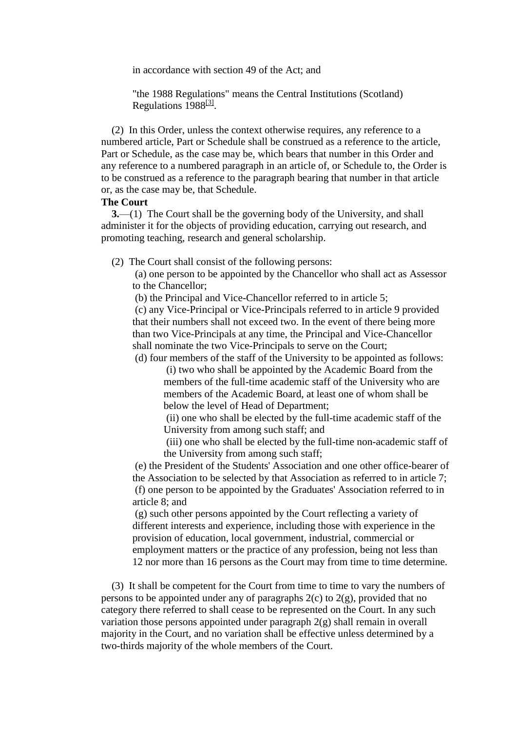in accordance with section 49 of the Act; and

"the 1988 Regulations" means the Central Institutions (Scotland) Regulations 1988[3].

(2) In this Order, unless the context otherwise requires, any reference to a numbered article, Part or Schedule shall be construed as a reference to the article, Part or Schedule, as the case may be, which bears that number in this Order and any reference to a numbered paragraph in an article of, or Schedule to, the Order is to be construed as a reference to the paragraph bearing that number in that article or, as the case may be, that Schedule.

**The Court**

**3.**—(1) The Court shall be the governing body of the University, and shall administer it for the objects of providing education, carrying out research, and promoting teaching, research and general scholarship.

(2) The Court shall consist of the following persons:

(a) one person to be appointed by the Chancellor who shall act as Assessor to the Chancellor;

(b) the Principal and Vice-Chancellor referred to in article 5;

(c) any Vice-Principal or Vice-Principals referred to in article 9 provided that their numbers shall not exceed two. In the event of there being more than two Vice-Principals at any time, the Principal and Vice-Chancellor shall nominate the two Vice-Principals to serve on the Court;

(d) four members of the staff of the University to be appointed as follows:

(i) two who shall be appointed by the Academic Board from the members of the full-time academic staff of the University who are members of the Academic Board, at least one of whom shall be below the level of Head of Department;

(ii) one who shall be elected by the full-time academic staff of the University from among such staff; and

(iii) one who shall be elected by the full-time non-academic staff of the University from among such staff;

(e) the President of the Students' Association and one other office-bearer of the Association to be selected by that Association as referred to in article 7;

(f) one person to be appointed by the Graduates' Association referred to in article 8; and

(g) such other persons appointed by the Court reflecting a variety of different interests and experience, including those with experience in the provision of education, local government, industrial, commercial or employment matters or the practice of any profession, being not less than 12 nor more than 16 persons as the Court may from time to time determine.

(3) It shall be competent for the Court from time to time to vary the numbers of persons to be appointed under any of paragraphs 2(c) to 2(g), provided that no category there referred to shall cease to be represented on the Court. In any such variation those persons appointed under paragraph 2(g) shall remain in overall majority in the Court, and no variation shall be effective unless determined by a two-thirds majority of the whole members of the Court.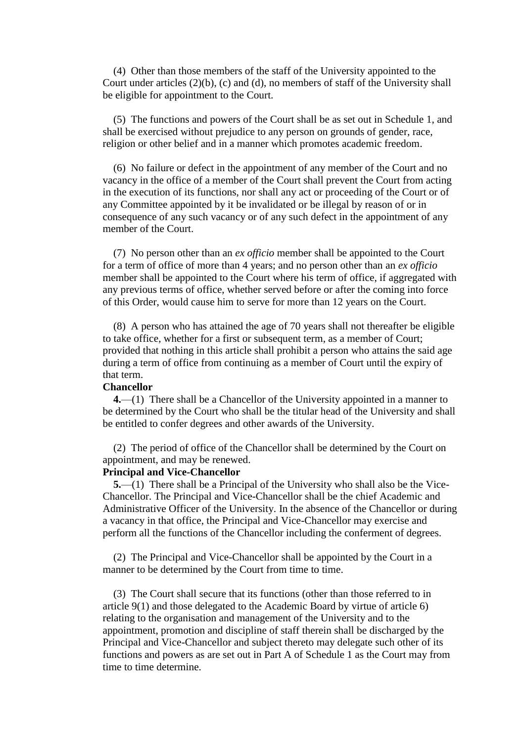(4) Other than those members of the staff of the University appointed to the Court under articles (2)(b), (c) and (d), no members of staff of the University shall be eligible for appointment to the Court.

(5) The functions and powers of the Court shall be as set out in Schedule 1, and shall be exercised without prejudice to any person on grounds of gender, race, religion or other belief and in a manner which promotes academic freedom.

(6) No failure or defect in the appointment of any member of the Court and no vacancy in the office of a member of the Court shall prevent the Court from acting in the execution of its functions, nor shall any act or proceeding of the Court or of any Committee appointed by it be invalidated or be illegal by reason of or in consequence of any such vacancy or of any such defect in the appointment of any member of the Court.

(7) No person other than an *ex officio* member shall be appointed to the Court for a term of office of more than 4 years; and no person other than an *ex officio* member shall be appointed to the Court where his term of office, if aggregated with any previous terms of office, whether served before or after the coming into force of this Order, would cause him to serve for more than 12 years on the Court.

(8) A person who has attained the age of 70 years shall not thereafter be eligible to take office, whether for a first or subsequent term, as a member of Court; provided that nothing in this article shall prohibit a person who attains the said age during a term of office from continuing as a member of Court until the expiry of that term.

**Chancellor**

**4.**—(1) There shall be a Chancellor of the University appointed in a manner to be determined by the Court who shall be the titular head of the University and shall be entitled to confer degrees and other awards of the University.

(2) The period of office of the Chancellor shall be determined by the Court on appointment, and may be renewed.

**Principal and Vice-Chancellor**

**5.**—(1) There shall be a Principal of the University who shall also be the Vice-Chancellor. The Principal and Vice-Chancellor shall be the chief Academic and Administrative Officer of the University. In the absence of the Chancellor or during a vacancy in that office, the Principal and Vice-Chancellor may exercise and perform all the functions of the Chancellor including the conferment of degrees.

(2) The Principal and Vice-Chancellor shall be appointed by the Court in a manner to be determined by the Court from time to time.

(3) The Court shall secure that its functions (other than those referred to in article 9(1) and those delegated to the Academic Board by virtue of article 6) relating to the organisation and management of the University and to the appointment, promotion and discipline of staff therein shall be discharged by the Principal and Vice-Chancellor and subject thereto may delegate such other of its functions and powers as are set out in Part A of Schedule 1 as the Court may from time to time determine.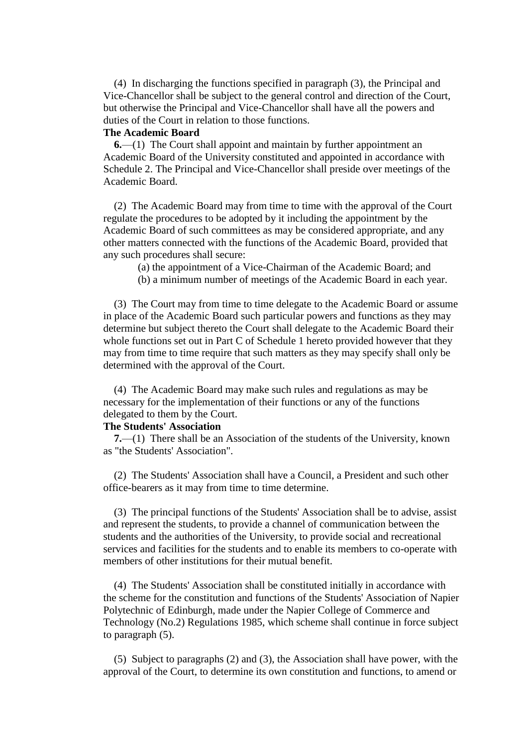(4) In discharging the functions specified in paragraph (3), the Principal and Vice-Chancellor shall be subject to the general control and direction of the Court, but otherwise the Principal and Vice-Chancellor shall have all the powers and duties of the Court in relation to those functions.

**The Academic Board**

**6.**—(1) The Court shall appoint and maintain by further appointment an Academic Board of the University constituted and appointed in accordance with Schedule 2. The Principal and Vice-Chancellor shall preside over meetings of the Academic Board.

(2) The Academic Board may from time to time with the approval of the Court regulate the procedures to be adopted by it including the appointment by the Academic Board of such committees as may be considered appropriate, and any other matters connected with the functions of the Academic Board, provided that any such procedures shall secure:

(a) the appointment of a Vice-Chairman of the Academic Board; and

(b) a minimum number of meetings of the Academic Board in each year.

(3) The Court may from time to time delegate to the Academic Board or assume in place of the Academic Board such particular powers and functions as they may determine but subject thereto the Court shall delegate to the Academic Board their whole functions set out in Part C of Schedule 1 hereto provided however that they may from time to time require that such matters as they may specify shall only be determined with the approval of the Court.

(4) The Academic Board may make such rules and regulations as may be necessary for the implementation of their functions or any of the functions delegated to them by the Court.

**The Students' Association**

**7.**—(1) There shall be an Association of the students of the University, known as "the Students' Association".

(2) The Students' Association shall have a Council, a President and such other office-bearers as it may from time to time determine.

(3) The principal functions of the Students' Association shall be to advise, assist and represent the students, to provide a channel of communication between the students and the authorities of the University, to provide social and recreational services and facilities for the students and to enable its members to co-operate with members of other institutions for their mutual benefit.

(4) The Students' Association shall be constituted initially in accordance with the scheme for the constitution and functions of the Students' Association of Napier Polytechnic of Edinburgh, made under the Napier College of Commerce and Technology (No.2) Regulations 1985, which scheme shall continue in force subject to paragraph (5).

(5) Subject to paragraphs (2) and (3), the Association shall have power, with the approval of the Court, to determine its own constitution and functions, to amend or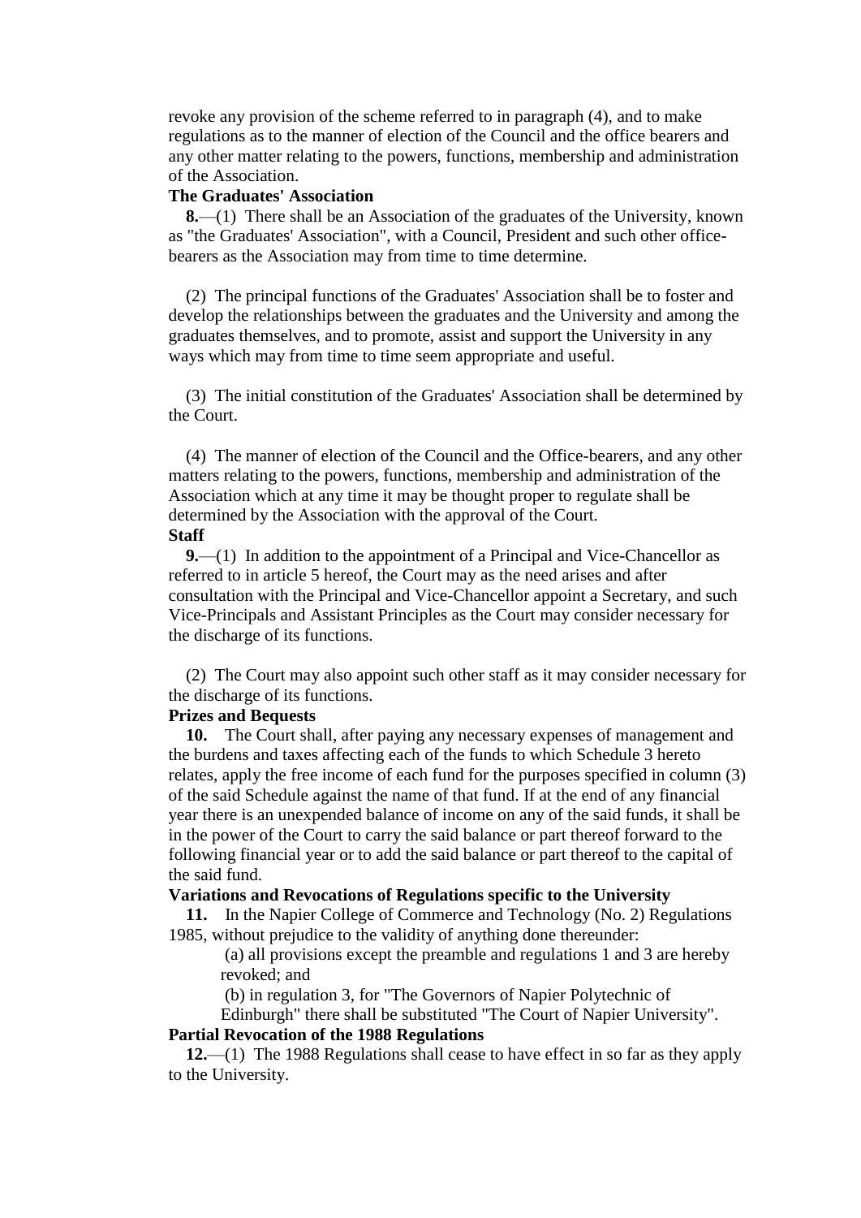revoke any provision of the scheme referred to in paragraph (4), and to make regulations as to the manner of election of the Council and the office bearers and any other matter relating to the powers, functions, membership and administration of the Association.

**The Graduates' Association**

**8.**—(1) There shall be an Association of the graduates of the University, known as "the Graduates' Association", with a Council, President and such other office-bearers as the Association may from time to time determine.

(2) The principal functions of the Graduates' Association shall be to foster and develop the relationships between the graduates and the University and among the graduates themselves, and to promote, assist and support the University in any ways which may from time to time seem appropriate and useful.

(3) The initial constitution of the Graduates' Association shall be determined by the Court.

(4) The manner of election of the Council and the Office-bearers, and any other matters relating to the powers, functions, membership and administration of the Association which at any time it may be thought proper to regulate shall be determined by the Association with the approval of the Court.

**Staff**

**9.**—(1) In addition to the appointment of a Principal and Vice-Chancellor as referred to in article 5 hereof, the Court may as the need arises and after consultation with the Principal and Vice-Chancellor appoint a Secretary, and such Vice-Principals and Assistant Principles as the Court may consider necessary for the discharge of its functions.

(2) The Court may also appoint such other staff as it may consider necessary for the discharge of its functions.

**Prizes and Bequests**

**10.** The Court shall, after paying any necessary expenses of management and the burdens and taxes affecting each of the funds to which Schedule 3 hereto relates, apply the free income of each fund for the purposes specified in column (3) of the said Schedule against the name of that fund. If at the end of any financial year there is an unexpended balance of income on any of the said funds, it shall be in the power of the Court to carry the said balance or part thereof forward to the following financial year or to add the said balance or part thereof to the capital of the said fund.

**Variations and Revocations of Regulations specific to the University**

**11.** In the Napier College of Commerce and Technology (No. 2) Regulations 1985, without prejudice to the validity of anything done thereunder:

(a) all provisions except the preamble and regulations 1 and 3 are hereby revoked; and

(b) in regulation 3, for "The Governors of Napier Polytechnic of Edinburgh" there shall be substituted "The Court of Napier University".

**Partial Revocation of the 1988 Regulations**

**12.**—(1) The 1988 Regulations shall cease to have effect in so far as they apply to the University.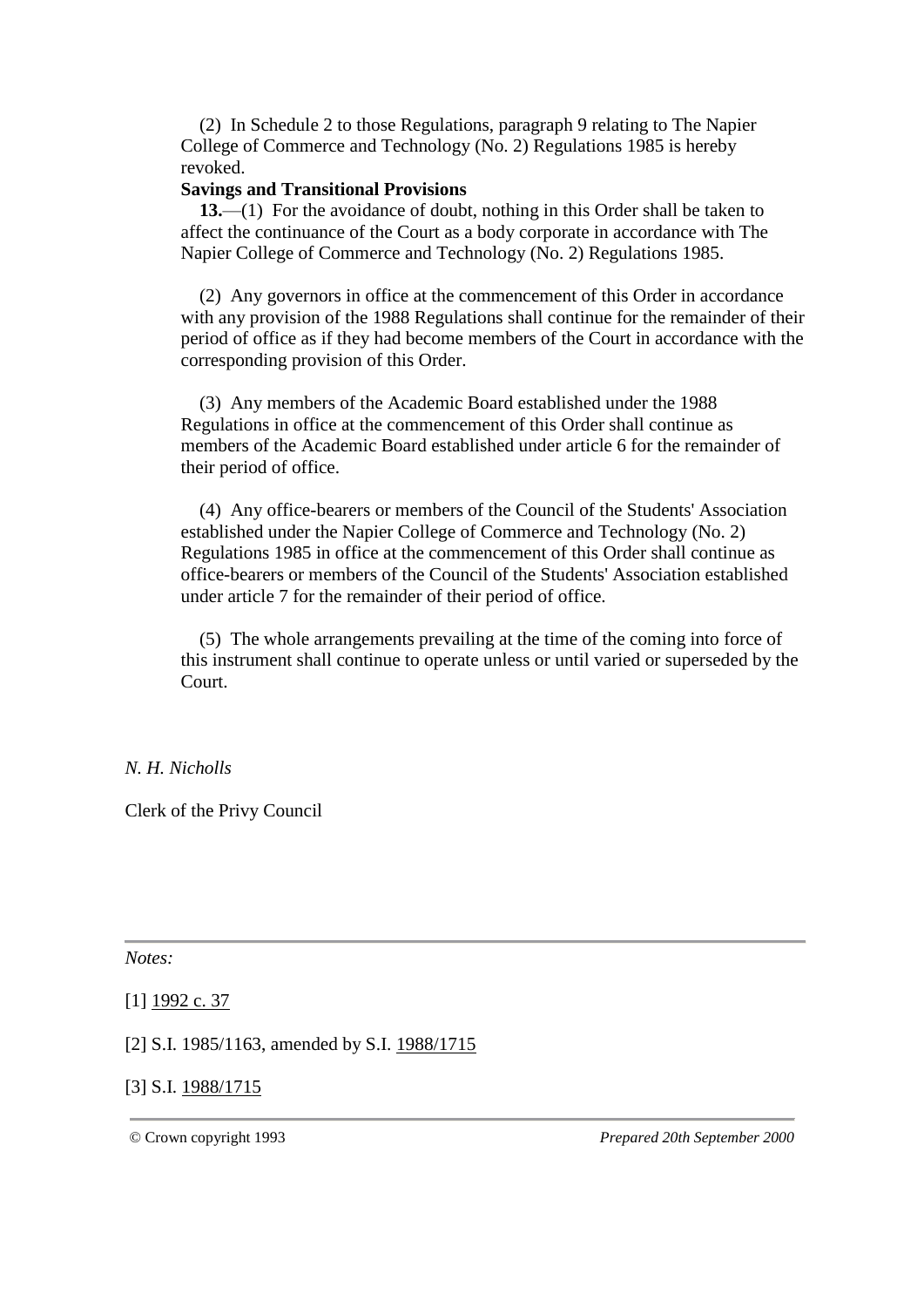(2) In Schedule 2 to those Regulations, paragraph 9 relating to The Napier College of Commerce and Technology (No. 2) Regulations 1985 is hereby revoked.

**Savings and Transitional Provisions**

**13.**—(1) For the avoidance of doubt, nothing in this Order shall be taken to affect the continuance of the Court as a body corporate in accordance with The Napier College of Commerce and Technology (No. 2) Regulations 1985.

(2) Any governors in office at the commencement of this Order in accordance with any provision of the 1988 Regulations shall continue for the remainder of their period of office as if they had become members of the Court in accordance with the corresponding provision of this Order.

(3) Any members of the Academic Board established under the 1988 Regulations in office at the commencement of this Order shall continue as members of the Academic Board established under article 6 for the remainder of their period of office.

(4) Any office-bearers or members of the Council of the Students' Association established under the Napier College of Commerce and Technology (No. 2) Regulations 1985 in office at the commencement of this Order shall continue as office-bearers or members of the Council of the Students' Association established under article 7 for the remainder of their period of office.

(5) The whole arrangements prevailing at the time of the coming into force of this instrument shall continue to operate unless or until varied or superseded by the Court.

*N. H. Nicholls*

Clerk of the Privy Council

---

*Notes:*

[1] 1992 c. 37

[2] S.I. 1985/1163, amended by S.I. 1988/1715

[3] S.I. 1988/1715

---

© Crown copyright 1993 *Prepared 20th September 2000*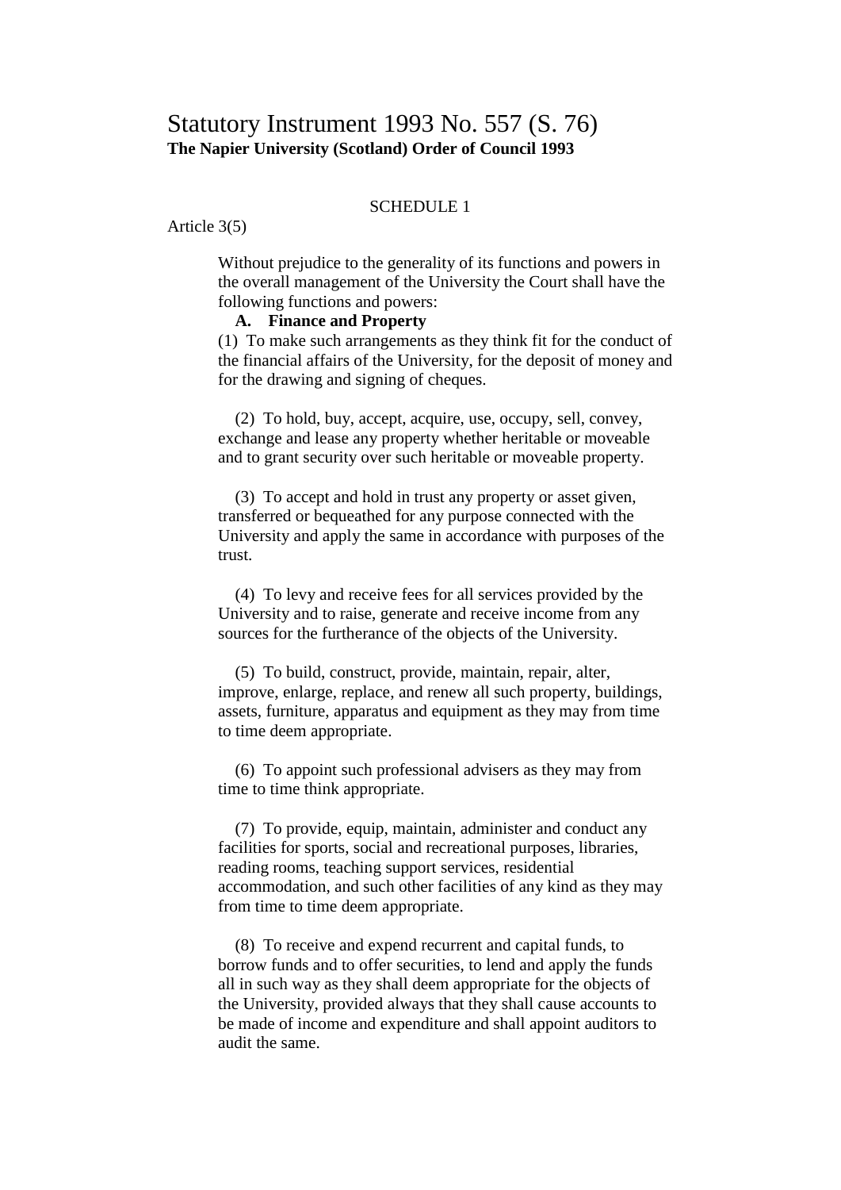# Statutory Instrument 1993 No. 557 (S. 76)

**The Napier University (Scotland) Order of Council 1993**

SCHEDULE 1

Article 3(5)

Without prejudice to the generality of its functions and powers in the overall management of the University the Court shall have the following functions and powers:

**A. Finance and Property**

(1) To make such arrangements as they think fit for the conduct of the financial affairs of the University, for the deposit of money and for the drawing and signing of cheques.

(2) To hold, buy, accept, acquire, use, occupy, sell, convey, exchange and lease any property whether heritable or moveable and to grant security over such heritable or moveable property.

(3) To accept and hold in trust any property or asset given, transferred or bequeathed for any purpose connected with the University and apply the same in accordance with purposes of the trust.

(4) To levy and receive fees for all services provided by the University and to raise, generate and receive income from any sources for the furtherance of the objects of the University.

(5) To build, construct, provide, maintain, repair, alter, improve, enlarge, replace, and renew all such property, buildings, assets, furniture, apparatus and equipment as they may from time to time deem appropriate.

(6) To appoint such professional advisers as they may from time to time think appropriate.

(7) To provide, equip, maintain, administer and conduct any facilities for sports, social and recreational purposes, libraries, reading rooms, teaching support services, residential accommodation, and such other facilities of any kind as they may from time to time deem appropriate.

(8) To receive and expend recurrent and capital funds, to borrow funds and to offer securities, to lend and apply the funds all in such way as they shall deem appropriate for the objects of the University, provided always that they shall cause accounts to be made of income and expenditure and shall appoint auditors to audit the same.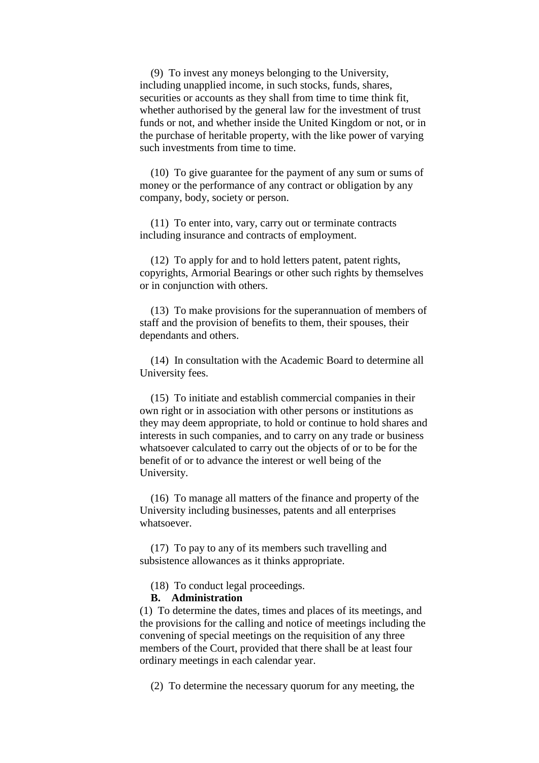(9) To invest any moneys belonging to the University, including unapplied income, in such stocks, funds, shares, securities or accounts as they shall from time to time think fit, whether authorised by the general law for the investment of trust funds or not, and whether inside the United Kingdom or not, or in the purchase of heritable property, with the like power of varying such investments from time to time.

(10) To give guarantee for the payment of any sum or sums of money or the performance of any contract or obligation by any company, body, society or person.

(11) To enter into, vary, carry out or terminate contracts including insurance and contracts of employment.

(12) To apply for and to hold letters patent, patent rights, copyrights, Armorial Bearings or other such rights by themselves or in conjunction with others.

(13) To make provisions for the superannuation of members of staff and the provision of benefits to them, their spouses, their dependants and others.

(14) In consultation with the Academic Board to determine all University fees.

(15) To initiate and establish commercial companies in their own right or in association with other persons or institutions as they may deem appropriate, to hold or continue to hold shares and interests in such companies, and to carry on any trade or business whatsoever calculated to carry out the objects of or to be for the benefit of or to advance the interest or well being of the University.

(16) To manage all matters of the finance and property of the University including businesses, patents and all enterprises whatsoever.

(17) To pay to any of its members such travelling and subsistence allowances as it thinks appropriate.

(18) To conduct legal proceedings.

**B. Administration**

(1) To determine the dates, times and places of its meetings, and the provisions for the calling and notice of meetings including the convening of special meetings on the requisition of any three members of the Court, provided that there shall be at least four ordinary meetings in each calendar year.

(2) To determine the necessary quorum for any meeting, the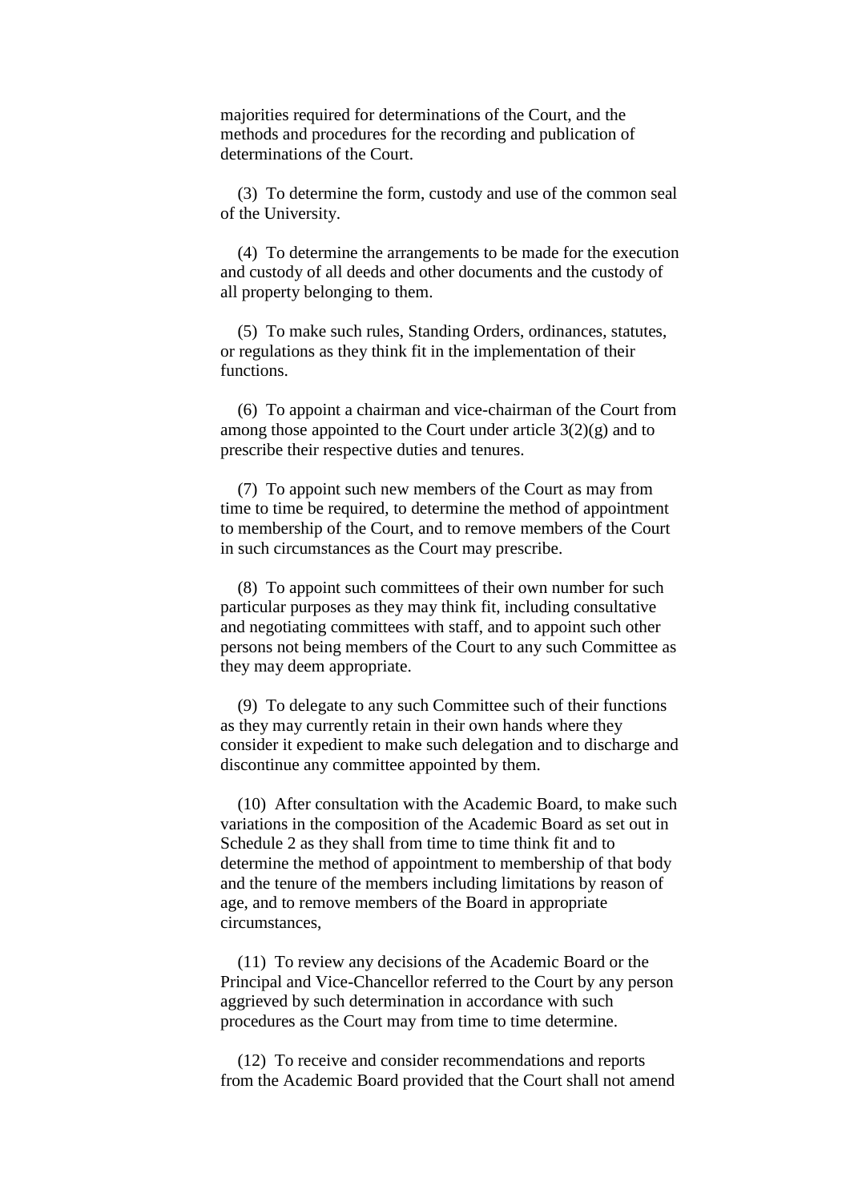majorities required for determinations of the Court, and the methods and procedures for the recording and publication of determinations of the Court.

(3) To determine the form, custody and use of the common seal of the University.

(4) To determine the arrangements to be made for the execution and custody of all deeds and other documents and the custody of all property belonging to them.

(5) To make such rules, Standing Orders, ordinances, statutes, or regulations as they think fit in the implementation of their functions.

(6) To appoint a chairman and vice-chairman of the Court from among those appointed to the Court under article 3(2)(g) and to prescribe their respective duties and tenures.

(7) To appoint such new members of the Court as may from time to time be required, to determine the method of appointment to membership of the Court, and to remove members of the Court in such circumstances as the Court may prescribe.

(8) To appoint such committees of their own number for such particular purposes as they may think fit, including consultative and negotiating committees with staff, and to appoint such other persons not being members of the Court to any such Committee as they may deem appropriate.

(9) To delegate to any such Committee such of their functions as they may currently retain in their own hands where they consider it expedient to make such delegation and to discharge and discontinue any committee appointed by them.

(10) After consultation with the Academic Board, to make such variations in the composition of the Academic Board as set out in Schedule 2 as they shall from time to time think fit and to determine the method of appointment to membership of that body and the tenure of the members including limitations by reason of age, and to remove members of the Board in appropriate circumstances,

(11) To review any decisions of the Academic Board or the Principal and Vice-Chancellor referred to the Court by any person aggrieved by such determination in accordance with such procedures as the Court may from time to time determine.

(12) To receive and consider recommendations and reports from the Academic Board provided that the Court shall not amend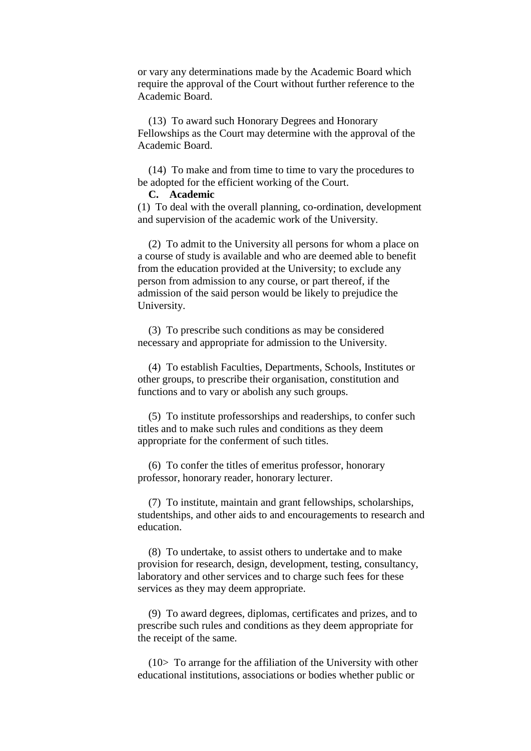or vary any determinations made by the Academic Board which require the approval of the Court without further reference to the Academic Board.

(13) To award such Honorary Degrees and Honorary Fellowships as the Court may determine with the approval of the Academic Board.

(14) To make and from time to time to vary the procedures to be adopted for the efficient working of the Court.

**C. Academic**

(1) To deal with the overall planning, co-ordination, development and supervision of the academic work of the University.

(2) To admit to the University all persons for whom a place on a course of study is available and who are deemed able to benefit from the education provided at the University; to exclude any person from admission to any course, or part thereof, if the admission of the said person would be likely to prejudice the University.

(3) To prescribe such conditions as may be considered necessary and appropriate for admission to the University.

(4) To establish Faculties, Departments, Schools, Institutes or other groups, to prescribe their organisation, constitution and functions and to vary or abolish any such groups.

(5) To institute professorships and readerships, to confer such titles and to make such rules and conditions as they deem appropriate for the conferment of such titles.

(6) To confer the titles of emeritus professor, honorary professor, honorary reader, honorary lecturer.

(7) To institute, maintain and grant fellowships, scholarships, studentships, and other aids to and encouragements to research and education.

(8) To undertake, to assist others to undertake and to make provision for research, design, development, testing, consultancy, laboratory and other services and to charge such fees for these services as they may deem appropriate.

(9) To award degrees, diplomas, certificates and prizes, and to prescribe such rules and conditions as they deem appropriate for the receipt of the same.

(10> To arrange for the affiliation of the University with other educational institutions, associations or bodies whether public or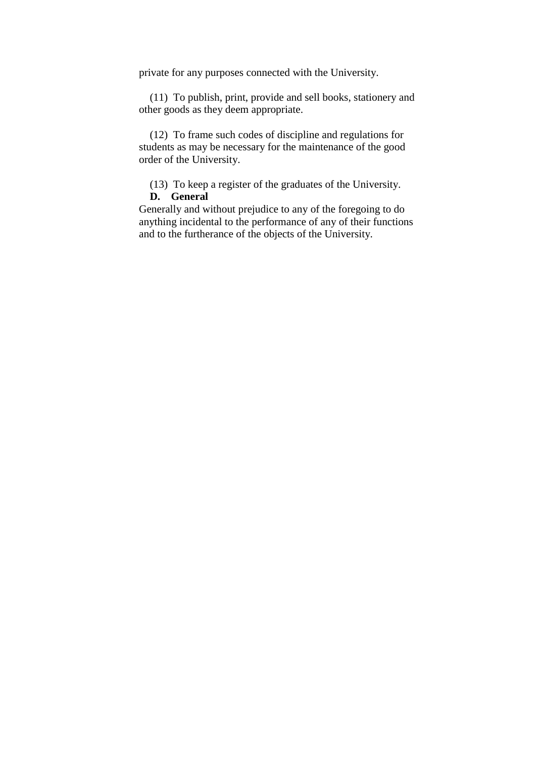private for any purposes connected with the University.

(11) To publish, print, provide and sell books, stationery and other goods as they deem appropriate.

(12) To frame such codes of discipline and regulations for students as may be necessary for the maintenance of the good order of the University.

(13) To keep a register of the graduates of the University.

**D. General**

Generally and without prejudice to any of the foregoing to do anything incidental to the performance of any of their functions and to the furtherance of the objects of the University.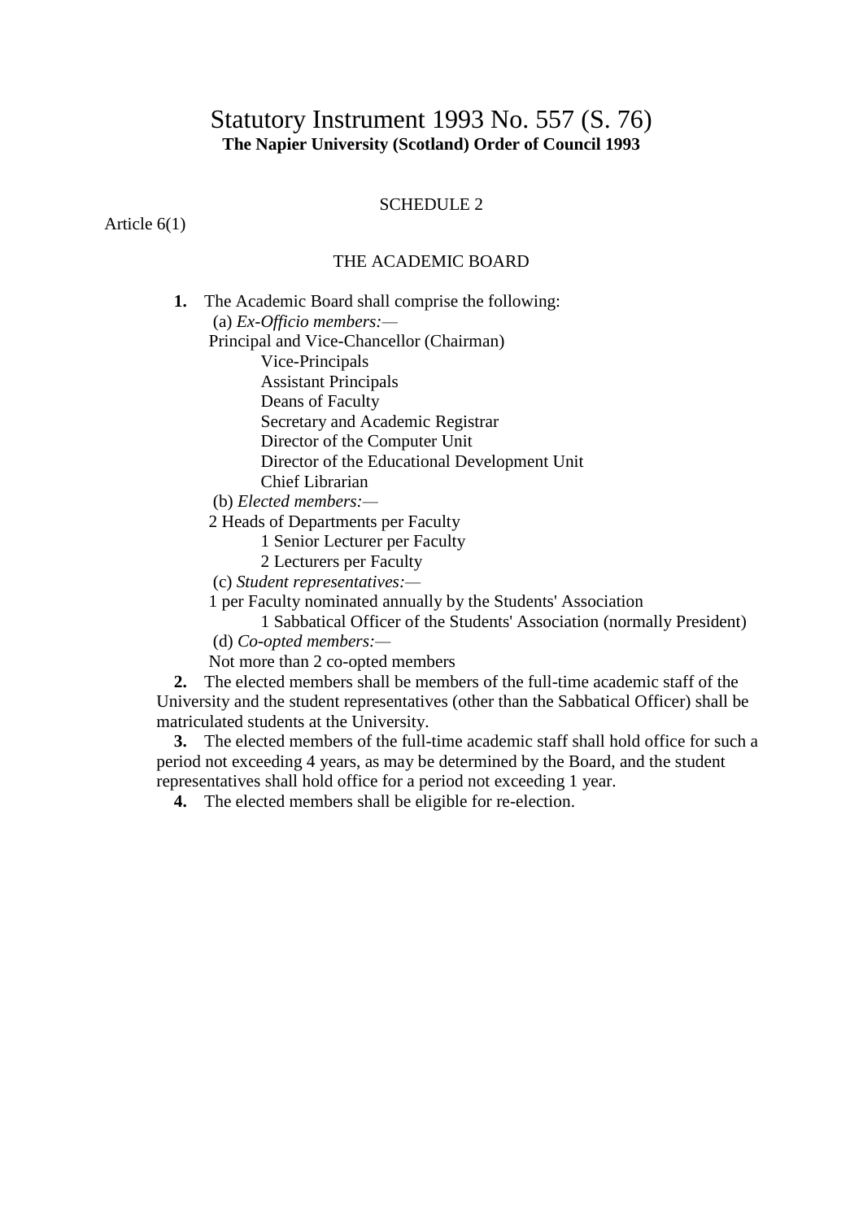# Statutory Instrument 1993 No. 557 (S. 76)

**The Napier University (Scotland) Order of Council 1993**

SCHEDULE 2

Article 6(1)

THE ACADEMIC BOARD

**1.** The Academic Board shall comprise the following:

(a) *Ex-Officio members:—*

Principal and Vice-Chancellor (Chairman)
Vice-Principals
Assistant Principals
Deans of Faculty
Secretary and Academic Registrar
Director of the Computer Unit
Director of the Educational Development Unit
Chief Librarian

(b) *Elected members:—*

2 Heads of Departments per Faculty
1 Senior Lecturer per Faculty
2 Lecturers per Faculty

(c) *Student representatives:—*

1 per Faculty nominated annually by the Students' Association
1 Sabbatical Officer of the Students' Association (normally President)

(d) *Co-opted members:—*

Not more than 2 co-opted members

**2.** The elected members shall be members of the full-time academic staff of the University and the student representatives (other than the Sabbatical Officer) shall be matriculated students at the University.

**3.** The elected members of the full-time academic staff shall hold office for such a period not exceeding 4 years, as may be determined by the Board, and the student representatives shall hold office for a period not exceeding 1 year.

**4.** The elected members shall be eligible for re-election.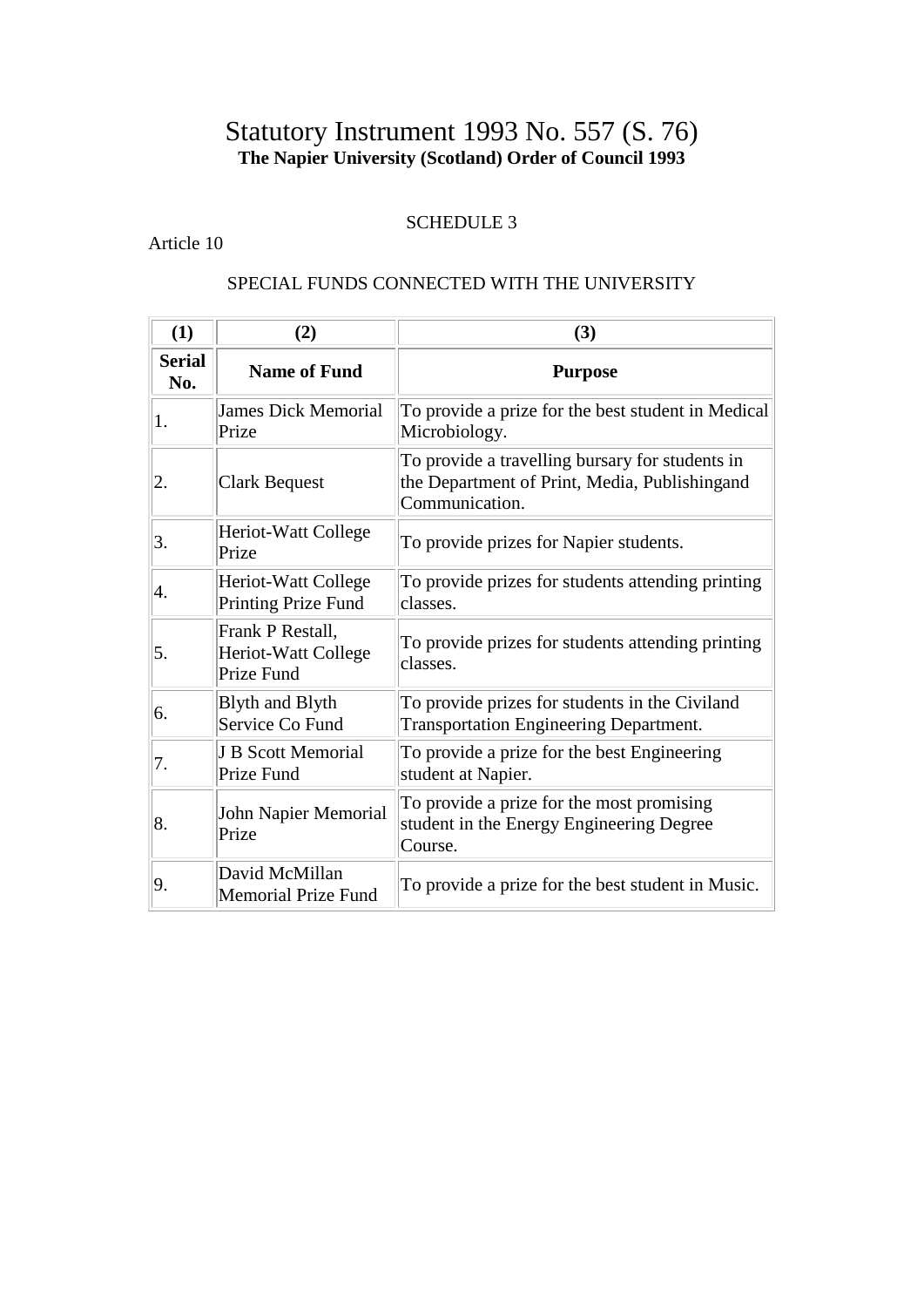# Statutory Instrument 1993 No. 557 (S. 76)

**The Napier University (Scotland) Order of Council 1993**

SCHEDULE 3

Article 10

SPECIAL FUNDS CONNECTED WITH THE UNIVERSITY

| (1) | (2) | (3) |
|---|---|---|
| **Serial No.** | **Name of Fund** | **Purpose** |
| 1. | James Dick Memorial Prize | To provide a prize for the best student in Medical Microbiology. |
| 2. | Clark Bequest | To provide a travelling bursary for students in the Department of Print, Media, Publishingand Communication. |
| 3. | Heriot-Watt College Prize | To provide prizes for Napier students. |
| 4. | Heriot-Watt College Printing Prize Fund | To provide prizes for students attending printing classes. |
| 5. | Frank P Restall, Heriot-Watt College Prize Fund | To provide prizes for students attending printing classes. |
| 6. | Blyth and Blyth Service Co Fund | To provide prizes for students in the Civiland Transportation Engineering Department. |
| 7. | J B Scott Memorial Prize Fund | To provide a prize for the best Engineering student at Napier. |
| 8. | John Napier Memorial Prize | To provide a prize for the most promising student in the Energy Engineering Degree Course. |
| 9. | David McMillan Memorial Prize Fund | To provide a prize for the best student in Music. |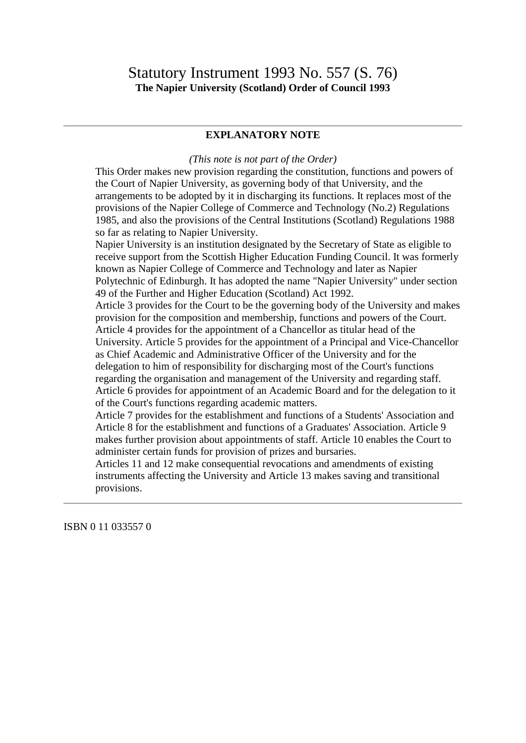# Statutory Instrument 1993 No. 557 (S. 76)

**The Napier University (Scotland) Order of Council 1993**

---

## EXPLANATORY NOTE

*(This note is not part of the Order)*

This Order makes new provision regarding the constitution, functions and powers of the Court of Napier University, as governing body of that University, and the arrangements to be adopted by it in discharging its functions. It replaces most of the provisions of the Napier College of Commerce and Technology (No.2) Regulations 1985, and also the provisions of the Central Institutions (Scotland) Regulations 1988 so far as relating to Napier University.

Napier University is an institution designated by the Secretary of State as eligible to receive support from the Scottish Higher Education Funding Council. It was formerly known as Napier College of Commerce and Technology and later as Napier Polytechnic of Edinburgh. It has adopted the name "Napier University" under section 49 of the Further and Higher Education (Scotland) Act 1992.

Article 3 provides for the Court to be the governing body of the University and makes provision for the composition and membership, functions and powers of the Court. Article 4 provides for the appointment of a Chancellor as titular head of the University. Article 5 provides for the appointment of a Principal and Vice-Chancellor as Chief Academic and Administrative Officer of the University and for the delegation to him of responsibility for discharging most of the Court's functions regarding the organisation and management of the University and regarding staff. Article 6 provides for appointment of an Academic Board and for the delegation to it of the Court's functions regarding academic matters.

Article 7 provides for the establishment and functions of a Students' Association and Article 8 for the establishment and functions of a Graduates' Association. Article 9 makes further provision about appointments of staff. Article 10 enables the Court to administer certain funds for provision of prizes and bursaries.

Articles 11 and 12 make consequential revocations and amendments of existing instruments affecting the University and Article 13 makes saving and transitional provisions.

---

ISBN 0 11 033557 0